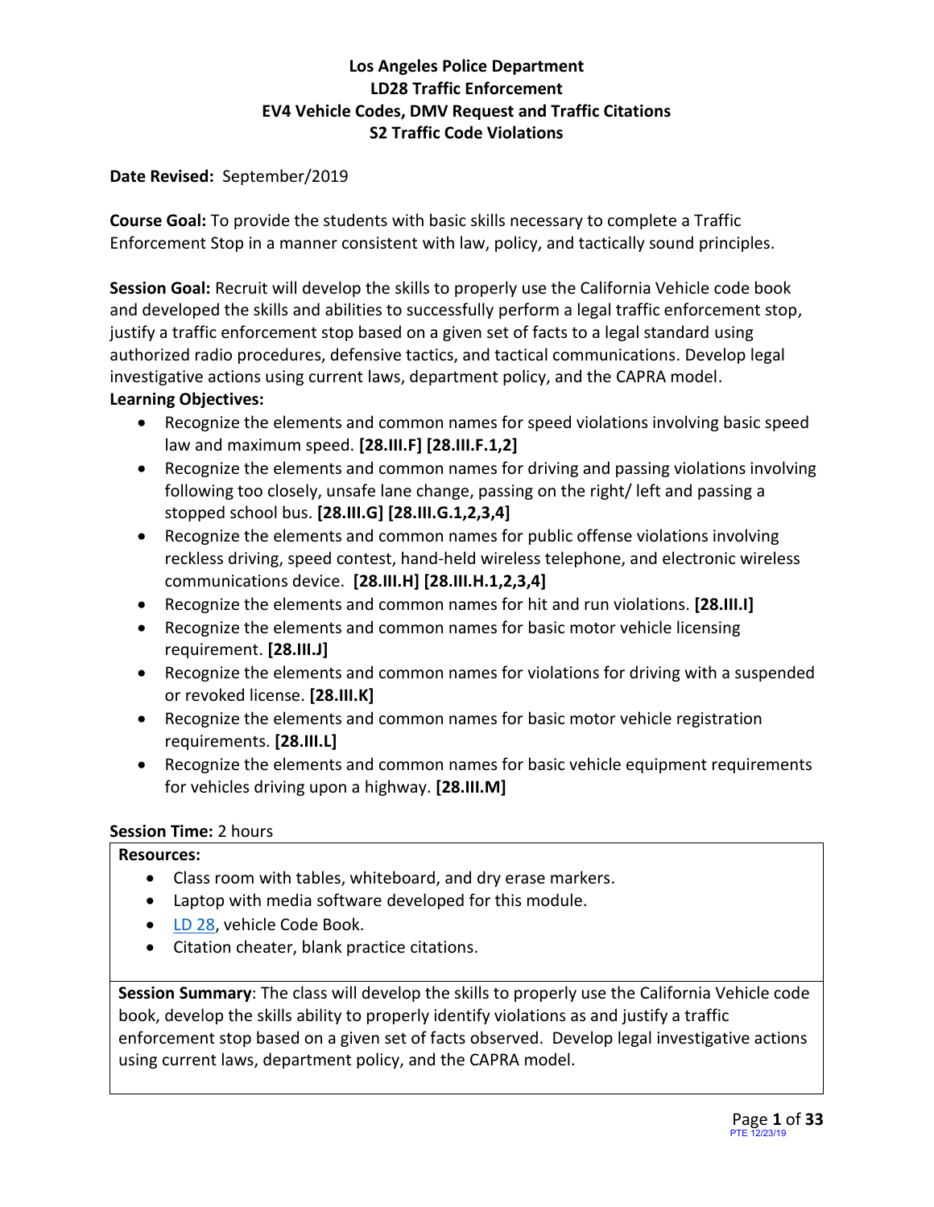# Los Angeles Police Department
## LD28 Traffic Enforcement
## EV4 Vehicle Codes, DMV Request and Traffic Citations
## S2 Traffic Code Violations

**Date Revised:** September/2019

**Course Goal:** To provide the students with basic skills necessary to complete a Traffic Enforcement Stop in a manner consistent with law, policy, and tactically sound principles.

**Session Goal:** Recruit will develop the skills to properly use the California Vehicle code book and developed the skills and abilities to successfully perform a legal traffic enforcement stop, justify a traffic enforcement stop based on a given set of facts to a legal standard using authorized radio procedures, defensive tactics, and tactical communications. Develop legal investigative actions using current laws, department policy, and the CAPRA model.

**Learning Objectives:**

- Recognize the elements and common names for speed violations involving basic speed law and maximum speed. **[28.III.F] [28.III.F.1,2]**
- Recognize the elements and common names for driving and passing violations involving following too closely, unsafe lane change, passing on the right/ left and passing a stopped school bus. **[28.III.G] [28.III.G.1,2,3,4]**
- Recognize the elements and common names for public offense violations involving reckless driving, speed contest, hand-held wireless telephone, and electronic wireless communications device. **[28.III.H] [28.III.H.1,2,3,4]**
- Recognize the elements and common names for hit and run violations. **[28.III.I]**
- Recognize the elements and common names for basic motor vehicle licensing requirement. **[28.III.J]**
- Recognize the elements and common names for violations for driving with a suspended or revoked license. **[28.III.K]**
- Recognize the elements and common names for basic motor vehicle registration requirements. **[28.III.L]**
- Recognize the elements and common names for basic vehicle equipment requirements for vehicles driving upon a highway. **[28.III.M]**

**Session Time:** 2 hours

**Resources:**

- Class room with tables, whiteboard, and dry erase markers.
- Laptop with media software developed for this module.
- LD 28, vehicle Code Book.
- Citation cheater, blank practice citations.

**Session Summary**: The class will develop the skills to properly use the California Vehicle code book, develop the skills ability to properly identify violations as and justify a traffic enforcement stop based on a given set of facts observed. Develop legal investigative actions using current laws, department policy, and the CAPRA model.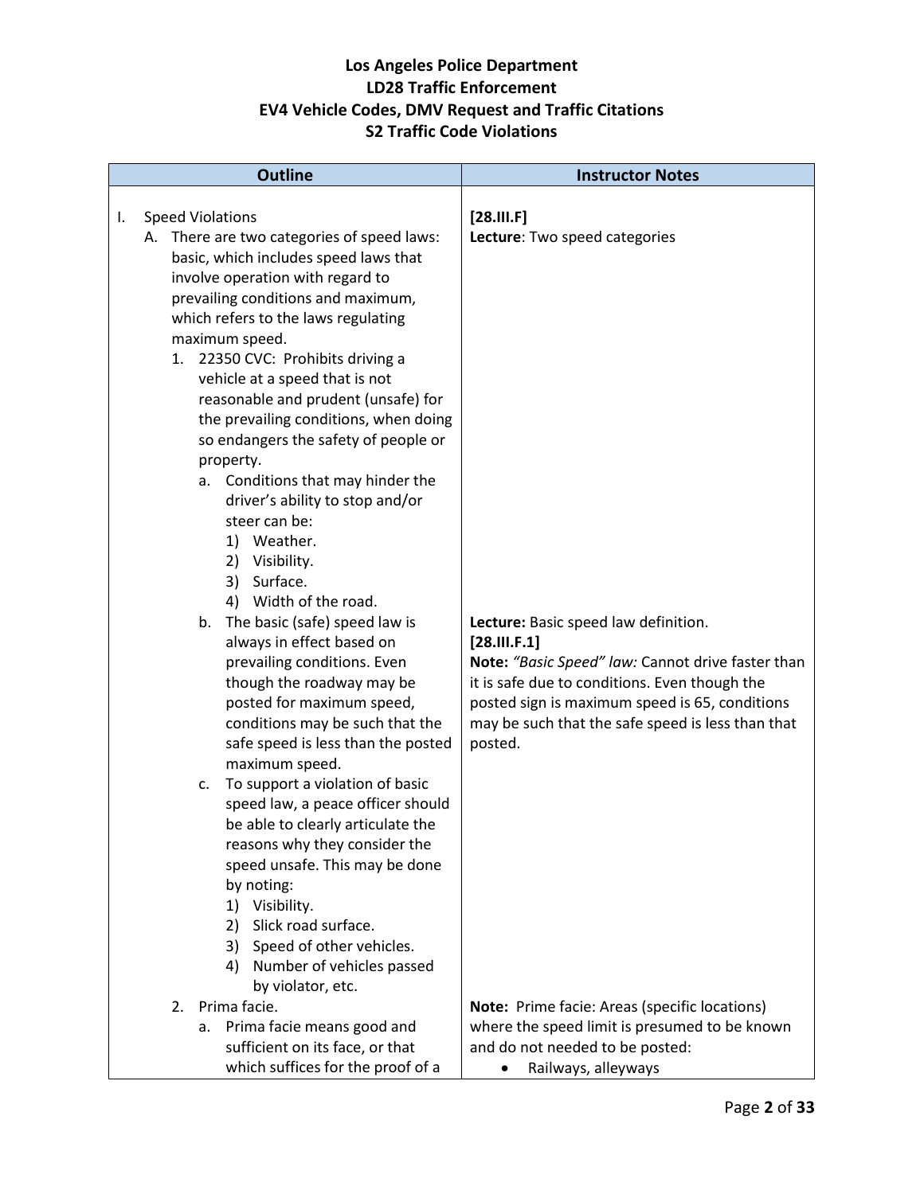# Los Angeles Police Department
## LD28 Traffic Enforcement
## EV4 Vehicle Codes, DMV Request and Traffic Citations
## S2 Traffic Code Violations

| Outline | Instructor Notes |
|---|---|
| I. Speed Violations<br>A. There are two categories of speed laws: basic, which includes speed laws that involve operation with regard to prevailing conditions and maximum, which refers to the laws regulating maximum speed.<br>1. 22350 CVC: Prohibits driving a vehicle at a speed that is not reasonable and prudent (unsafe) for the prevailing conditions, when doing so endangers the safety of people or property.<br>a. Conditions that may hinder the driver's ability to stop and/or steer can be:<br>1) Weather.<br>2) Visibility.<br>3) Surface.<br>4) Width of the road. | **[28.III.F]**<br>**Lecture**: Two speed categories |
| b. The basic (safe) speed law is always in effect based on prevailing conditions. Even though the roadway may be posted for maximum speed, conditions may be such that the safe speed is less than the posted maximum speed.<br>c. To support a violation of basic speed law, a peace officer should be able to clearly articulate the reasons why they consider the speed unsafe. This may be done by noting:<br>1) Visibility.<br>2) Slick road surface.<br>3) Speed of other vehicles.<br>4) Number of vehicles passed by violator, etc. | **Lecture:** Basic speed law definition.<br>**[28.III.F.1]**<br>**Note:** *"Basic Speed" law:* Cannot drive faster than it is safe due to conditions. Even though the posted sign is maximum speed is 65, conditions may be such that the safe speed is less than that posted. |
| 2. Prima facie.<br>a. Prima facie means good and sufficient on its face, or that which suffices for the proof of a | **Note:** Prime facie: Areas (specific locations) where the speed limit is presumed to be known and do not needed to be posted:<br>• Railways, alleyways |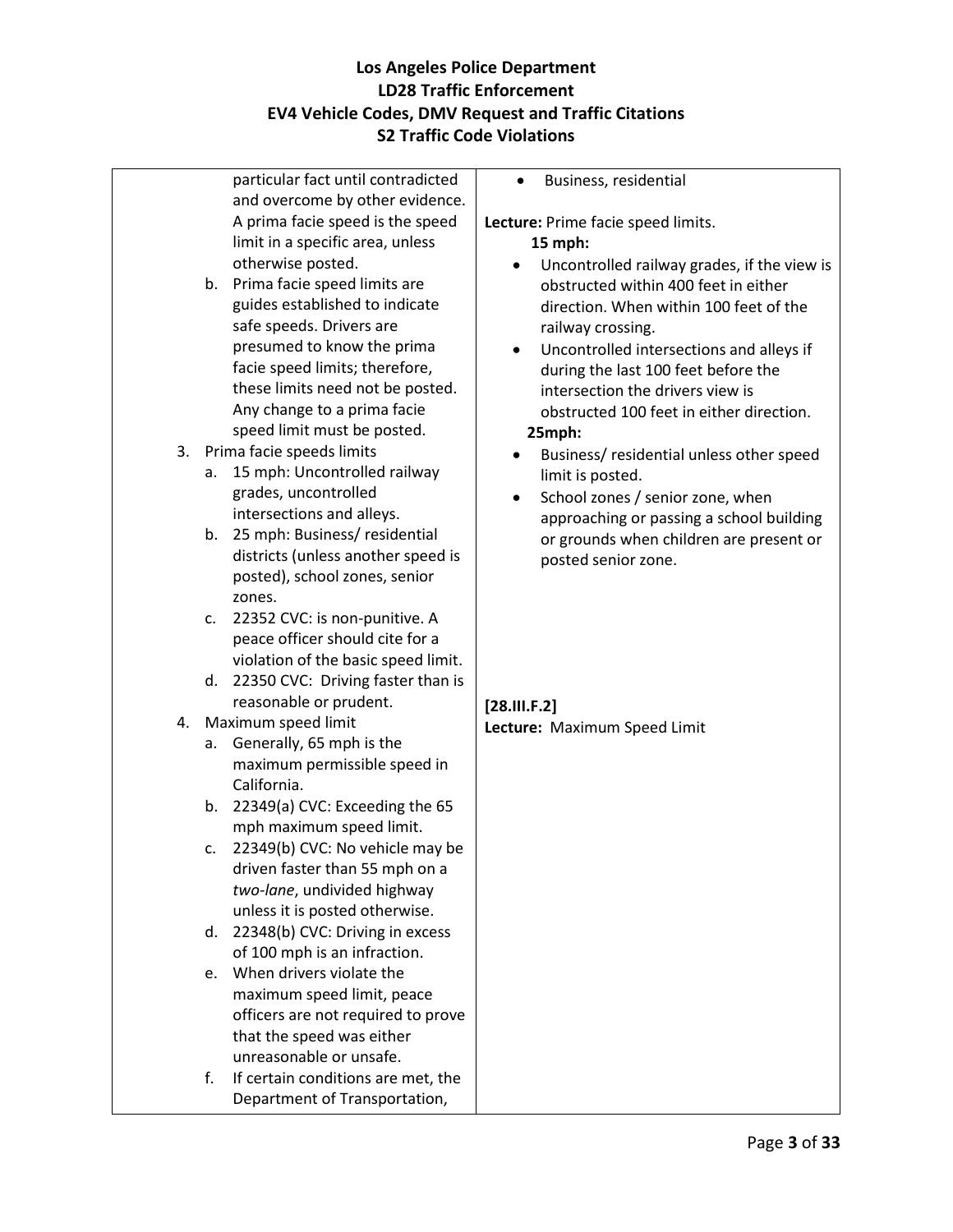| | |
|---|---|
| particular fact until contradicted and overcome by other evidence. A prima facie speed is the speed limit in a specific area, unless otherwise posted.<br>b. Prima facie speed limits are guides established to indicate safe speeds. Drivers are presumed to know the prima facie speed limits; therefore, these limits need not be posted. Any change to a prima facie speed limit must be posted.<br>3. Prima facie speeds limits<br>a. 15 mph: Uncontrolled railway grades, uncontrolled intersections and alleys.<br>b. 25 mph: Business/ residential districts (unless another speed is posted), school zones, senior zones.<br>c. 22352 CVC: is non-punitive. A peace officer should cite for a violation of the basic speed limit.<br>d. 22350 CVC: Driving faster than is reasonable or prudent.<br>4. Maximum speed limit<br>a. Generally, 65 mph is the maximum permissible speed in California.<br>b. 22349(a) CVC: Exceeding the 65 mph maximum speed limit.<br>c. 22349(b) CVC: No vehicle may be driven faster than 55 mph on a *two-lane*, undivided highway unless it is posted otherwise.<br>d. 22348(b) CVC: Driving in excess of 100 mph is an infraction.<br>e. When drivers violate the maximum speed limit, peace officers are not required to prove that the speed was either unreasonable or unsafe.<br>f. If certain conditions are met, the Department of Transportation, | • Business, residential<br><br>**Lecture:** Prime facie speed limits.<br>**15 mph:**<br>• Uncontrolled railway grades, if the view is obstructed within 400 feet in either direction. When within 100 feet of the railway crossing.<br>• Uncontrolled intersections and alleys if during the last 100 feet before the intersection the drivers view is obstructed 100 feet in either direction.<br>**25mph:**<br>• Business/ residential unless other speed limit is posted.<br>• School zones / senior zone, when approaching or passing a school building or grounds when children are present or posted senior zone.<br><br>**[28.III.F.2]**<br>**Lecture:** Maximum Speed Limit |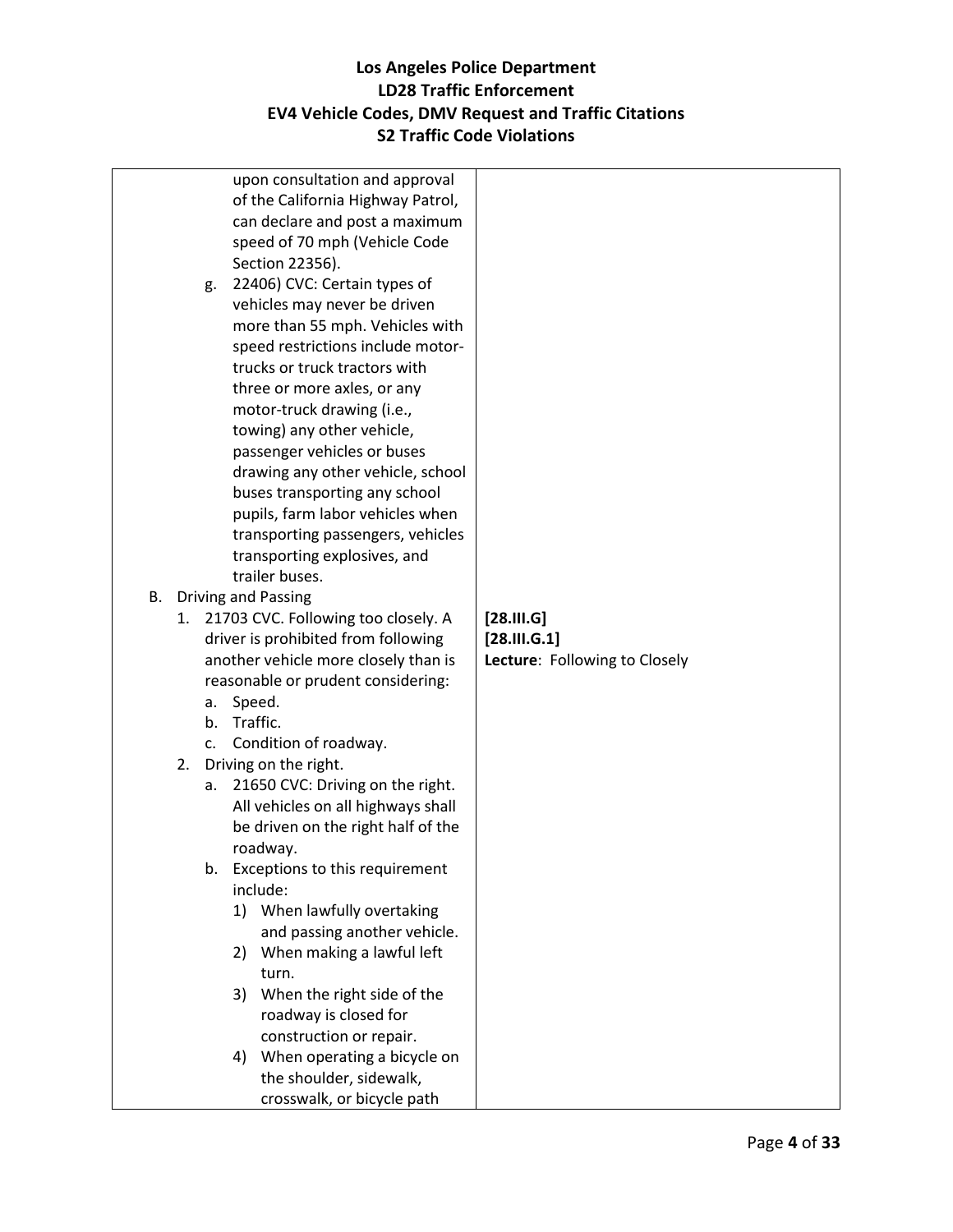# Los Angeles Police Department
## LD28 Traffic Enforcement
## EV4 Vehicle Codes, DMV Request and Traffic Citations
## S2 Traffic Code Violations

| | |
|---|---|
| upon consultation and approval of the California Highway Patrol, can declare and post a maximum speed of 70 mph (Vehicle Code Section 22356).<br>g. 22406) CVC: Certain types of vehicles may never be driven more than 55 mph. Vehicles with speed restrictions include motor-trucks or truck tractors with three or more axles, or any motor-truck drawing (i.e., towing) any other vehicle, passenger vehicles or buses drawing any other vehicle, school buses transporting any school pupils, farm labor vehicles when transporting passengers, vehicles transporting explosives, and trailer buses. | |
| B. Driving and Passing<br>1. 21703 CVC. Following too closely. A driver is prohibited from following another vehicle more closely than is reasonable or prudent considering:<br>a. Speed.<br>b. Traffic.<br>c. Condition of roadway. | **[28.III.G]**<br>**[28.III.G.1]**<br>**Lecture**: Following to Closely |
| 2. Driving on the right.<br>a. 21650 CVC: Driving on the right. All vehicles on all highways shall be driven on the right half of the roadway.<br>b. Exceptions to this requirement include:<br>1) When lawfully overtaking and passing another vehicle.<br>2) When making a lawful left turn.<br>3) When the right side of the roadway is closed for construction or repair.<br>4) When operating a bicycle on the shoulder, sidewalk, crosswalk, or bicycle path | |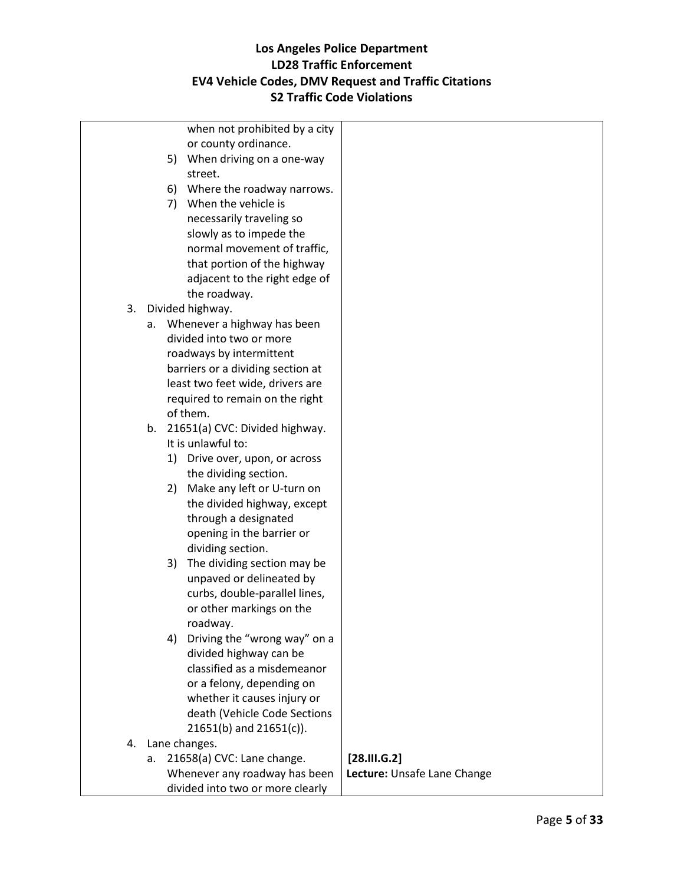| | |
|---|---|
| when not prohibited by a city or county ordinance.<br>5) When driving on a one-way street.<br>6) Where the roadway narrows.<br>7) When the vehicle is necessarily traveling so slowly as to impede the normal movement of traffic, that portion of the highway adjacent to the right edge of the roadway.<br>3. Divided highway.<br>a. Whenever a highway has been divided into two or more roadways by intermittent barriers or a dividing section at least two feet wide, drivers are required to remain on the right of them.<br>b. 21651(a) CVC: Divided highway. It is unlawful to:<br>1) Drive over, upon, or across the dividing section.<br>2) Make any left or U-turn on the divided highway, except through a designated opening in the barrier or dividing section.<br>3) The dividing section may be unpaved or delineated by curbs, double-parallel lines, or other markings on the roadway.<br>4) Driving the "wrong way" on a divided highway can be classified as a misdemeanor or a felony, depending on whether it causes injury or death (Vehicle Code Sections 21651(b) and 21651(c)).<br>4. Lane changes. | |
| a. 21658(a) CVC: Lane change. Whenever any roadway has been divided into two or more clearly | **[28.III.G.2]**<br>**Lecture:** Unsafe Lane Change |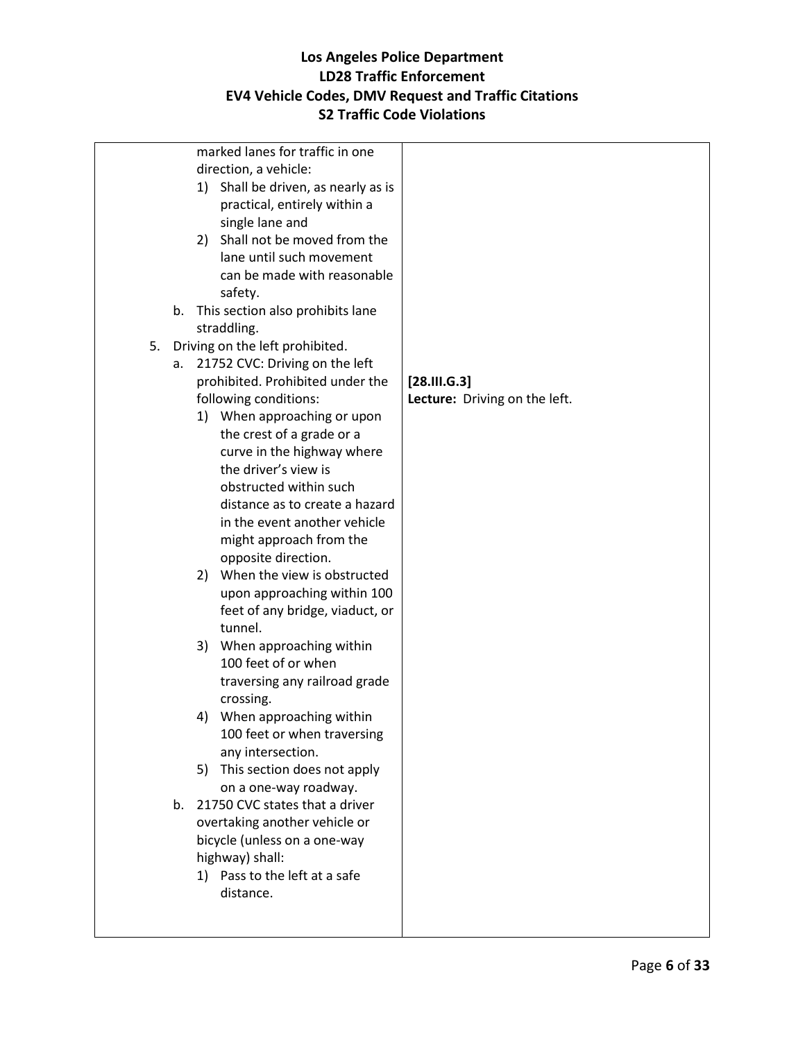| | |
|---|---|
| marked lanes for traffic in one direction, a vehicle:<br>1) Shall be driven, as nearly as is practical, entirely within a single lane and<br>2) Shall not be moved from the lane until such movement can be made with reasonable safety.<br>b. This section also prohibits lane straddling.<br>5. Driving on the left prohibited.<br>a. 21752 CVC: Driving on the left prohibited. Prohibited under the following conditions:<br>1) When approaching or upon the crest of a grade or a curve in the highway where the driver's view is obstructed within such distance as to create a hazard in the event another vehicle might approach from the opposite direction.<br>2) When the view is obstructed upon approaching within 100 feet of any bridge, viaduct, or tunnel.<br>3) When approaching within 100 feet of or when traversing any railroad grade crossing.<br>4) When approaching within 100 feet or when traversing any intersection.<br>5) This section does not apply on a one-way roadway.<br>b. 21750 CVC states that a driver overtaking another vehicle or bicycle (unless on a one-way highway) shall:<br>1) Pass to the left at a safe distance. | **[28.III.G.3]**<br>**Lecture:** Driving on the left. |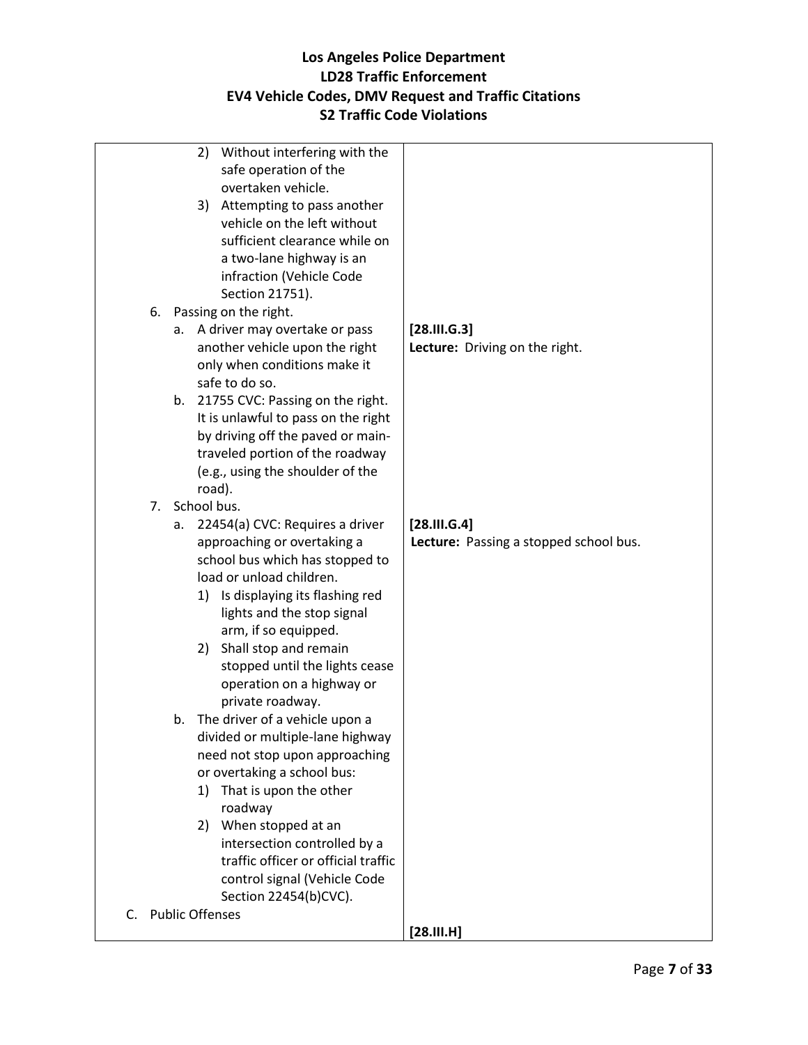# Los Angeles Police Department
## LD28 Traffic Enforcement
## EV4 Vehicle Codes, DMV Request and Traffic Citations
## S2 Traffic Code Violations

| | |
|---|---|
| 2) Without interfering with the safe operation of the overtaken vehicle.<br>3) Attempting to pass another vehicle on the left without sufficient clearance while on a two-lane highway is an infraction (Vehicle Code Section 21751). | |
| 6. Passing on the right.<br>a. A driver may overtake or pass another vehicle upon the right only when conditions make it safe to do so.<br>b. 21755 CVC: Passing on the right. It is unlawful to pass on the right by driving off the paved or main-traveled portion of the roadway (e.g., using the shoulder of the road). | **[28.III.G.3]**<br>**Lecture:** Driving on the right. |
| 7. School bus.<br>a. 22454(a) CVC: Requires a driver approaching or overtaking a school bus which has stopped to load or unload children.<br>1) Is displaying its flashing red lights and the stop signal arm, if so equipped.<br>2) Shall stop and remain stopped until the lights cease operation on a highway or private roadway.<br>b. The driver of a vehicle upon a divided or multiple-lane highway need not stop upon approaching or overtaking a school bus:<br>1) That is upon the other roadway<br>2) When stopped at an intersection controlled by a traffic officer or official traffic control signal (Vehicle Code Section 22454(b)CVC). | **[28.III.G.4]**<br>**Lecture:** Passing a stopped school bus. |
| C. Public Offenses | **[28.III.H]** |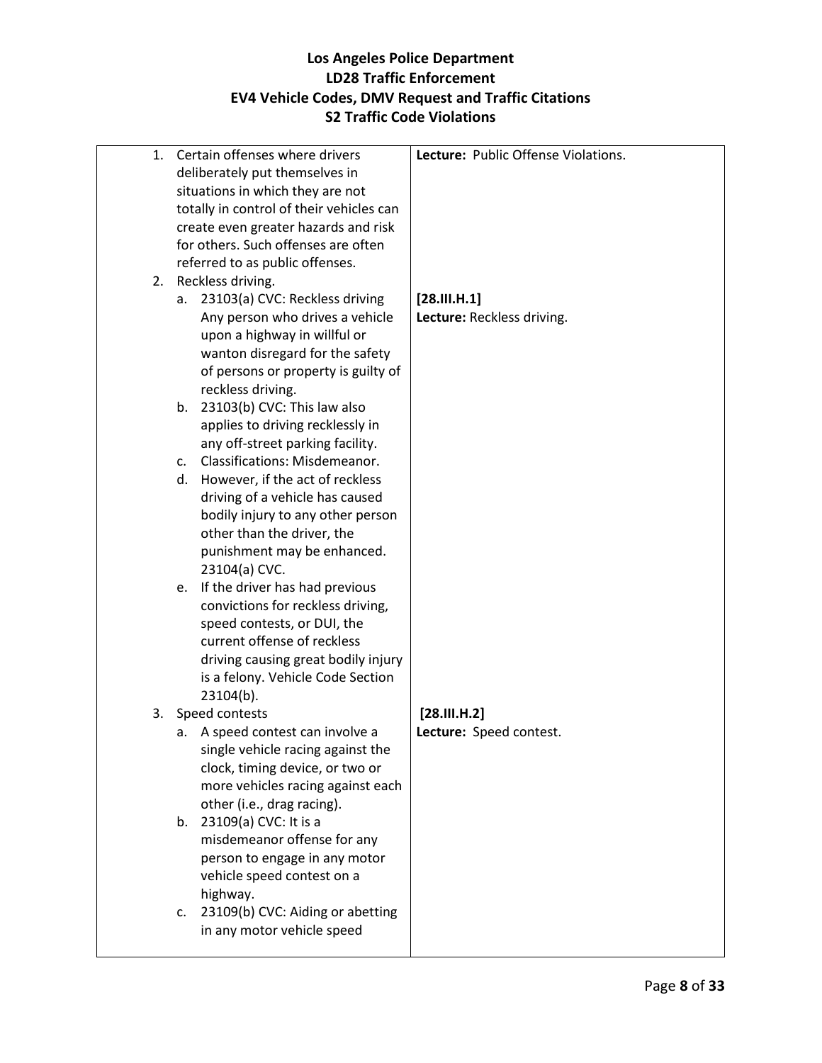# Los Angeles Police Department
## LD28 Traffic Enforcement
## EV4 Vehicle Codes, DMV Request and Traffic Citations
## S2 Traffic Code Violations

| Content | Instructor Notes |
| --- | --- |
| 1. Certain offenses where drivers deliberately put themselves in situations in which they are not totally in control of their vehicles can create even greater hazards and risk for others. Such offenses are often referred to as public offenses. | **Lecture:** Public Offense Violations. |
| 2. Reckless driving.<br>a. 23103(a) CVC: Reckless driving Any person who drives a vehicle upon a highway in willful or wanton disregard for the safety of persons or property is guilty of reckless driving.<br>b. 23103(b) CVC: This law also applies to driving recklessly in any off-street parking facility.<br>c. Classifications: Misdemeanor.<br>d. However, if the act of reckless driving of a vehicle has caused bodily injury to any other person other than the driver, the punishment may be enhanced. 23104(a) CVC.<br>e. If the driver has had previous convictions for reckless driving, speed contests, or DUI, the current offense of reckless driving causing great bodily injury is a felony. Vehicle Code Section 23104(b). | **[28.III.H.1]**<br>**Lecture:** Reckless driving. |
| 3. Speed contests<br>a. A speed contest can involve a single vehicle racing against the clock, timing device, or two or more vehicles racing against each other (i.e., drag racing).<br>b. 23109(a) CVC: It is a misdemeanor offense for any person to engage in any motor vehicle speed contest on a highway.<br>c. 23109(b) CVC: Aiding or abetting in any motor vehicle speed | **[28.III.H.2]**<br>**Lecture:** Speed contest. |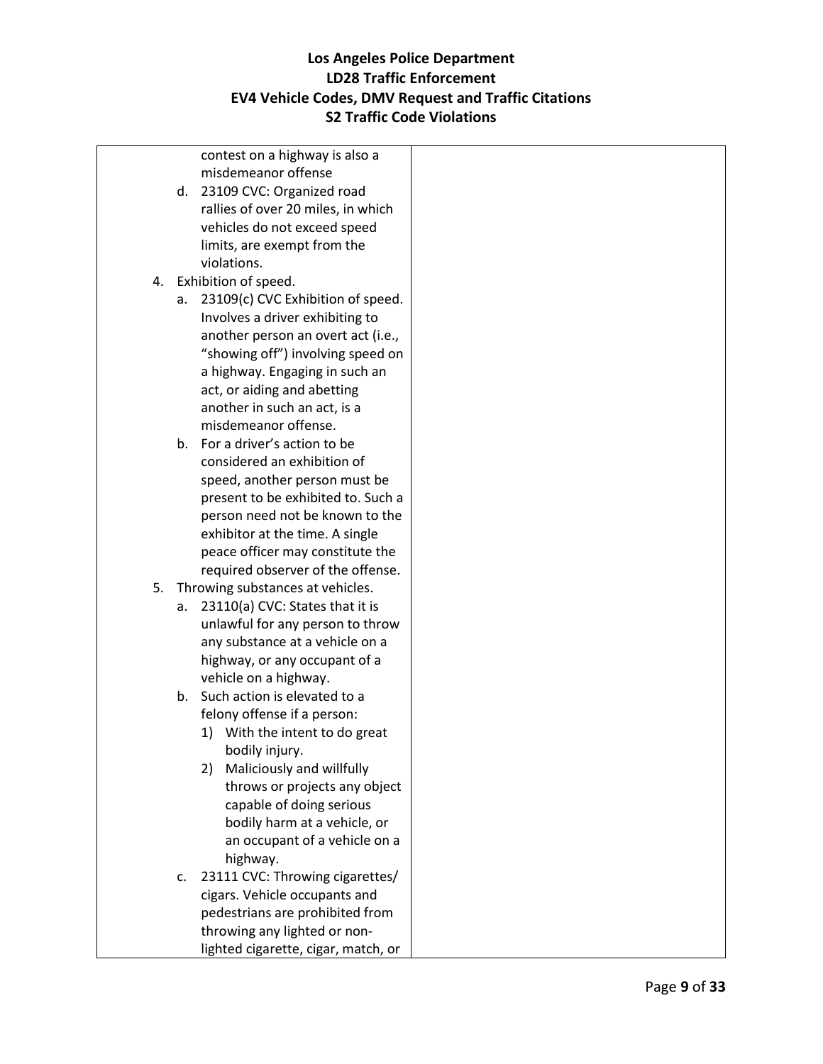| | |
|---|---|
| contest on a highway is also a misdemeanor offense<br>d. 23109 CVC: Organized road rallies of over 20 miles, in which vehicles do not exceed speed limits, are exempt from the violations.<br>4. Exhibition of speed.<br>a. 23109(c) CVC Exhibition of speed. Involves a driver exhibiting to another person an overt act (i.e., "showing off") involving speed on a highway. Engaging in such an act, or aiding and abetting another in such an act, is a misdemeanor offense.<br>b. For a driver's action to be considered an exhibition of speed, another person must be present to be exhibited to. Such a person need not be known to the exhibitor at the time. A single peace officer may constitute the required observer of the offense.<br>5. Throwing substances at vehicles.<br>a. 23110(a) CVC: States that it is unlawful for any person to throw any substance at a vehicle on a highway, or any occupant of a vehicle on a highway.<br>b. Such action is elevated to a felony offense if a person:<br>1) With the intent to do great bodily injury.<br>2) Maliciously and willfully throws or projects any object capable of doing serious bodily harm at a vehicle, or an occupant of a vehicle on a highway.<br>c. 23111 CVC: Throwing cigarettes/ cigars. Vehicle occupants and pedestrians are prohibited from throwing any lighted or non-lighted cigarette, cigar, match, or | |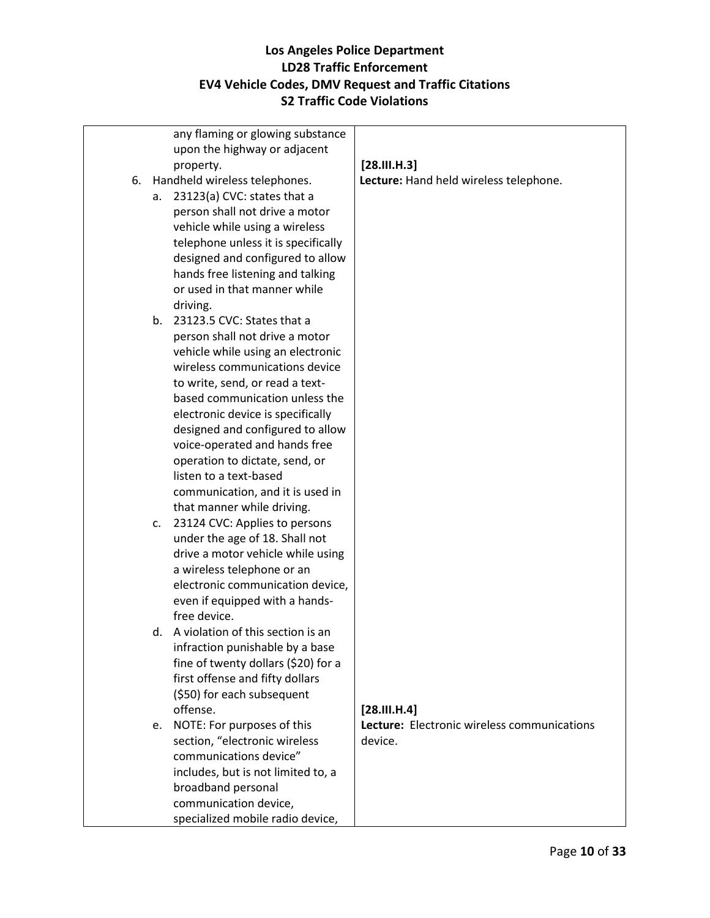# Los Angeles Police Department
## LD28 Traffic Enforcement
## EV4 Vehicle Codes, DMV Request and Traffic Citations
## S2 Traffic Code Violations

| | |
|---|---|
| any flaming or glowing substance upon the highway or adjacent property. | **[28.III.H.3]** |
| 6. Handheld wireless telephones.<br>a. 23123(a) CVC: states that a person shall not drive a motor vehicle while using a wireless telephone unless it is specifically designed and configured to allow hands free listening and talking or used in that manner while driving.<br>b. 23123.5 CVC: States that a person shall not drive a motor vehicle while using an electronic wireless communications device to write, send, or read a text-based communication unless the electronic device is specifically designed and configured to allow voice-operated and hands free operation to dictate, send, or listen to a text-based communication, and it is used in that manner while driving.<br>c. 23124 CVC: Applies to persons under the age of 18. Shall not drive a motor vehicle while using a wireless telephone or an electronic communication device, even if equipped with a hands-free device.<br>d. A violation of this section is an infraction punishable by a base fine of twenty dollars ($20) for a first offense and fifty dollars ($50) for each subsequent offense. | **Lecture:** Hand held wireless telephone.<br><br>**[28.III.H.4]** |
| e. NOTE: For purposes of this section, "electronic wireless communications device" includes, but is not limited to, a broadband personal communication device, specialized mobile radio device, | **Lecture:** Electronic wireless communications device. |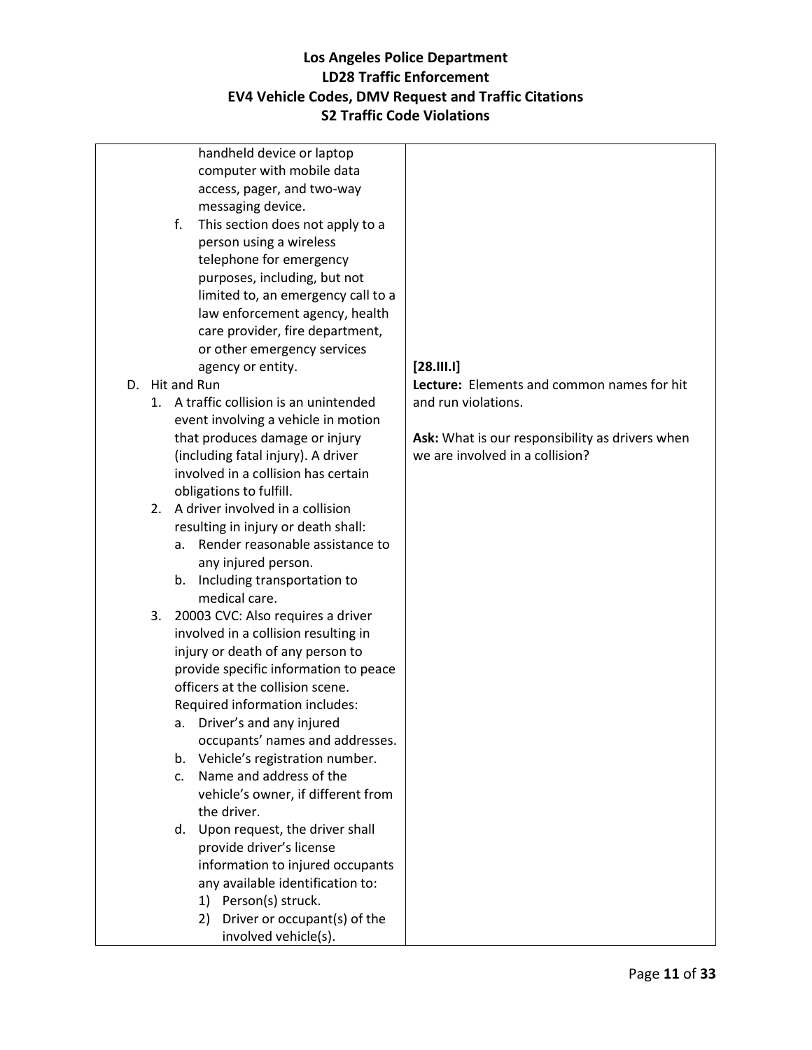| | |
|---|---|
| handheld device or laptop computer with mobile data access, pager, and two-way messaging device.<br>f. This section does not apply to a person using a wireless telephone for emergency purposes, including, but not limited to, an emergency call to a law enforcement agency, health care provider, fire department, or other emergency services agency or entity. | |
| D. Hit and Run<br>1. A traffic collision is an unintended event involving a vehicle in motion that produces damage or injury (including fatal injury). A driver involved in a collision has certain obligations to fulfill.<br>2. A driver involved in a collision resulting in injury or death shall:<br>a. Render reasonable assistance to any injured person.<br>b. Including transportation to medical care.<br>3. 20003 CVC: Also requires a driver involved in a collision resulting in injury or death of any person to provide specific information to peace officers at the collision scene. Required information includes:<br>a. Driver's and any injured occupants' names and addresses.<br>b. Vehicle's registration number.<br>c. Name and address of the vehicle's owner, if different from the driver.<br>d. Upon request, the driver shall provide driver's license information to injured occupants any available identification to:<br>1) Person(s) struck.<br>2) Driver or occupant(s) of the involved vehicle(s). | **[28.III.I]**<br>**Lecture:** Elements and common names for hit and run violations.<br><br>**Ask:** What is our responsibility as drivers when we are involved in a collision? |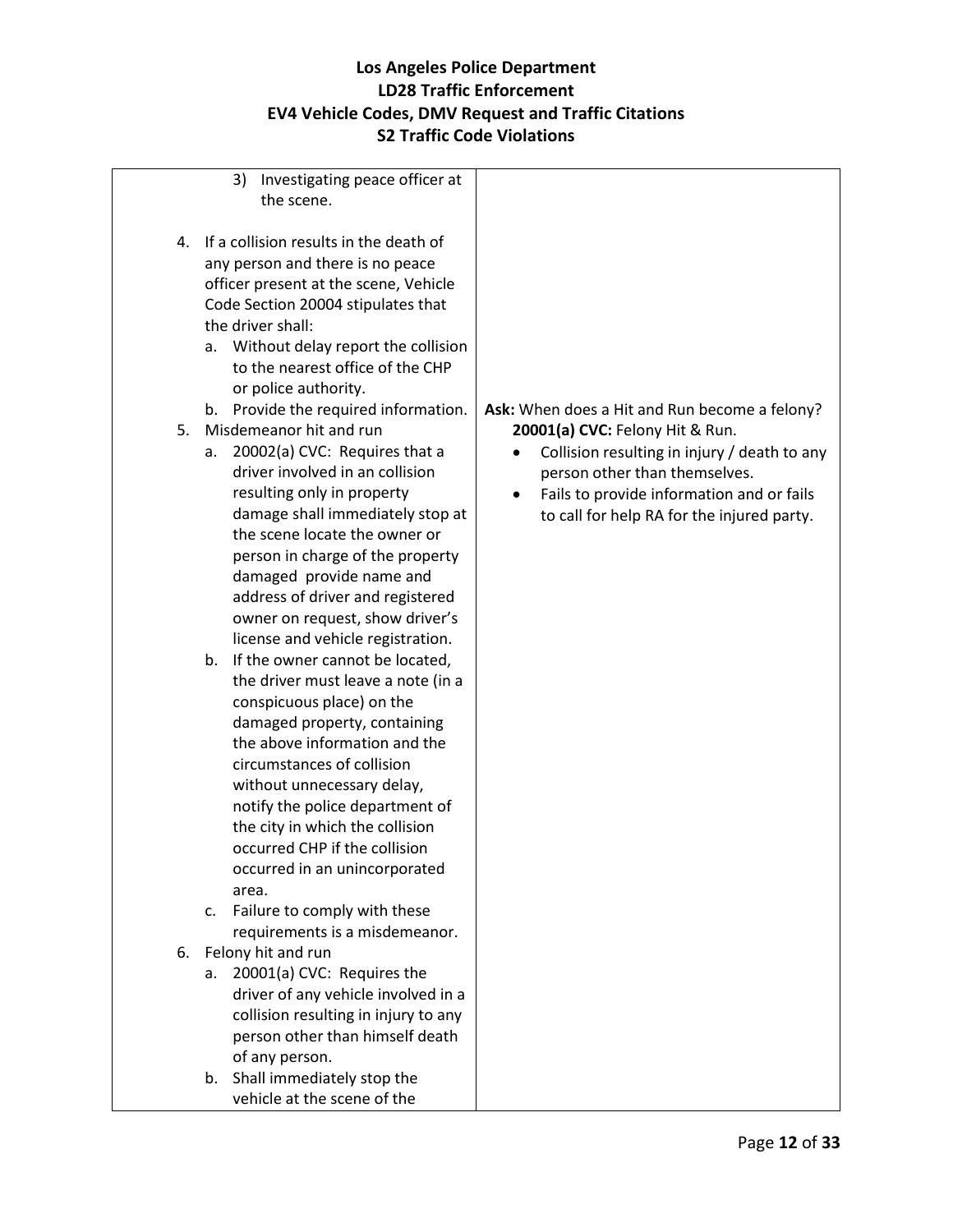| | |
|---|---|
| 3) Investigating peace officer at the scene.<br><br>4. If a collision results in the death of any person and there is no peace officer present at the scene, Vehicle Code Section 20004 stipulates that the driver shall:<br>a. Without delay report the collision to the nearest office of the CHP or police authority.<br>b. Provide the required information.<br>5. Misdemeanor hit and run<br>a. 20002(a) CVC: Requires that a driver involved in an collision resulting only in property damage shall immediately stop at the scene locate the owner or person in charge of the property damaged provide name and address of driver and registered owner on request, show driver's license and vehicle registration.<br>b. If the owner cannot be located, the driver must leave a note (in a conspicuous place) on the damaged property, containing the above information and the circumstances of collision without unnecessary delay, notify the police department of the city in which the collision occurred CHP if the collision occurred in an unincorporated area.<br>c. Failure to comply with these requirements is a misdemeanor.<br>6. Felony hit and run<br>a. 20001(a) CVC: Requires the driver of any vehicle involved in a collision resulting in injury to any person other than himself death of any person.<br>b. Shall immediately stop the vehicle at the scene of the | **Ask:** When does a Hit and Run become a felony?<br>**20001(a) CVC:** Felony Hit & Run.<br>• Collision resulting in injury / death to any person other than themselves.<br>• Fails to provide information and or fails to call for help RA for the injured party. |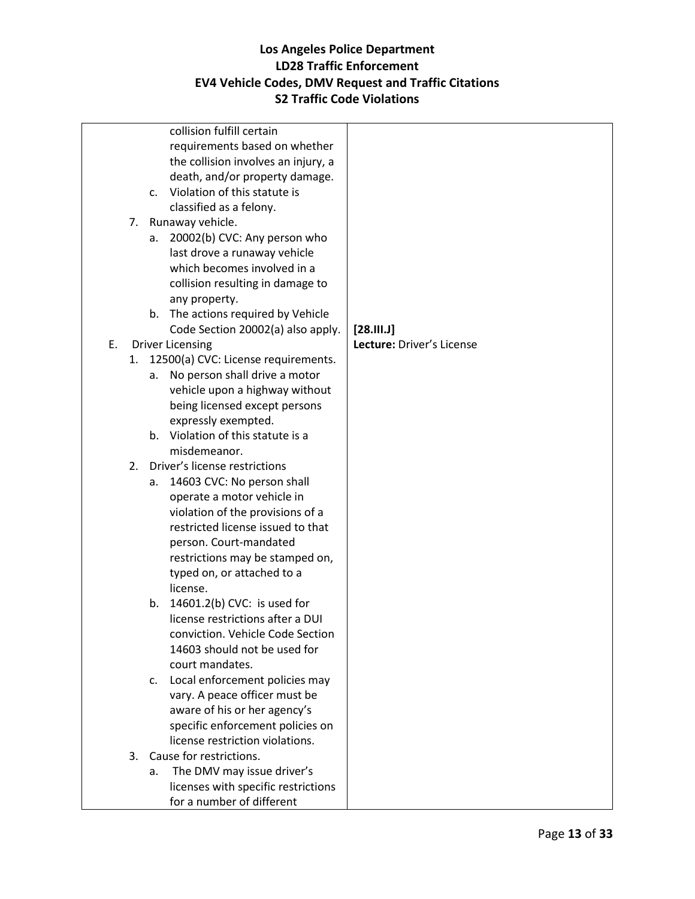| | |
|---|---|
| collision fulfill certain requirements based on whether the collision involves an injury, a death, and/or property damage.<br>c. Violation of this statute is classified as a felony.<br>7. Runaway vehicle.<br>a. 20002(b) CVC: Any person who last drove a runaway vehicle which becomes involved in a collision resulting in damage to any property.<br>b. The actions required by Vehicle Code Section 20002(a) also apply.<br>E. Driver Licensing<br>1. 12500(a) CVC: License requirements.<br>a. No person shall drive a motor vehicle upon a highway without being licensed except persons expressly exempted.<br>b. Violation of this statute is a misdemeanor.<br>2. Driver's license restrictions<br>a. 14603 CVC: No person shall operate a motor vehicle in violation of the provisions of a restricted license issued to that person. Court-mandated restrictions may be stamped on, typed on, or attached to a license.<br>b. 14601.2(b) CVC: is used for license restrictions after a DUI conviction. Vehicle Code Section 14603 should not be used for court mandates.<br>c. Local enforcement policies may vary. A peace officer must be aware of his or her agency's specific enforcement policies on license restriction violations.<br>3. Cause for restrictions.<br>a. The DMV may issue driver's licenses with specific restrictions for a number of different | **[28.III.J]**<br>**Lecture:** Driver's License |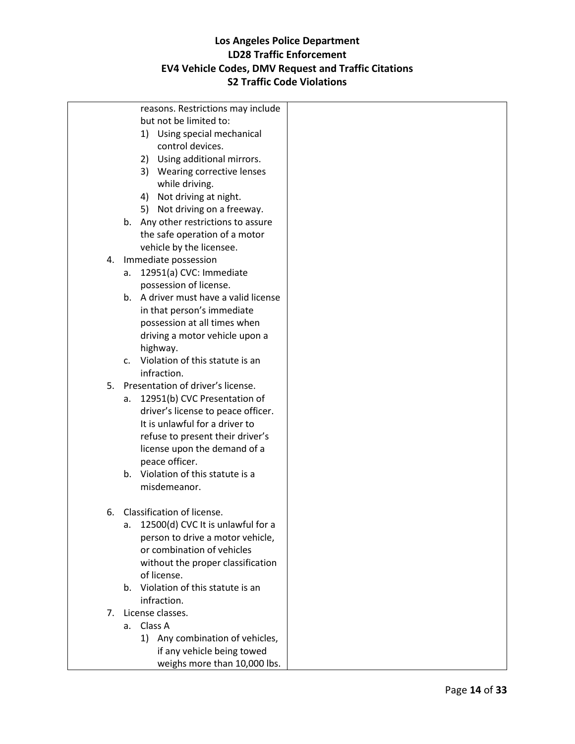reasons. Restrictions may include but not be limited to:

1) Using special mechanical control devices.
2) Using additional mirrors.
3) Wearing corrective lenses while driving.
4) Not driving at night.
5) Not driving on a freeway.

b. Any other restrictions to assure the safe operation of a motor vehicle by the licensee.

4. Immediate possession
   a. 12951(a) CVC: Immediate possession of license.
   b. A driver must have a valid license in that person's immediate possession at all times when driving a motor vehicle upon a highway.
   c. Violation of this statute is an infraction.
5. Presentation of driver's license.
   a. 12951(b) CVC Presentation of driver's license to peace officer. It is unlawful for a driver to refuse to present their driver's license upon the demand of a peace officer.
   b. Violation of this statute is a misdemeanor.
6. Classification of license.
   a. 12500(d) CVC It is unlawful for a person to drive a motor vehicle, or combination of vehicles without the proper classification of license.
   b. Violation of this statute is an infraction.
7. License classes.
   a. Class A
      1) Any combination of vehicles, if any vehicle being towed weighs more than 10,000 lbs.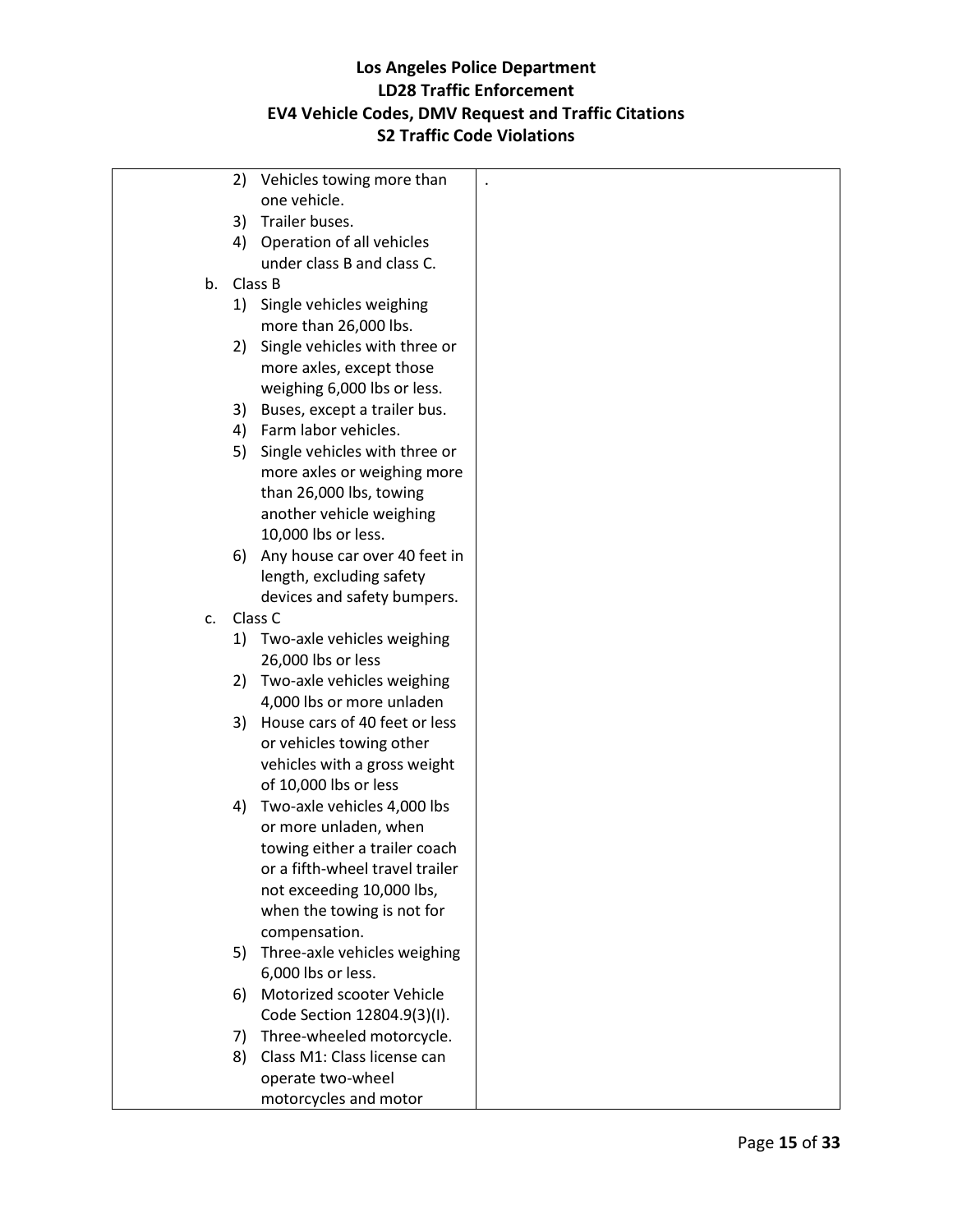# Los Angeles Police Department
## LD28 Traffic Enforcement
## EV4 Vehicle Codes, DMV Request and Traffic Citations
## S2 Traffic Code Violations

| | |
|---|---|
| 2) Vehicles towing more than one vehicle.<br>3) Trailer buses.<br>4) Operation of all vehicles under class B and class C.<br>b. Class B<br>1) Single vehicles weighing more than 26,000 lbs.<br>2) Single vehicles with three or more axles, except those weighing 6,000 lbs or less.<br>3) Buses, except a trailer bus.<br>4) Farm labor vehicles.<br>5) Single vehicles with three or more axles or weighing more than 26,000 lbs, towing another vehicle weighing 10,000 lbs or less.<br>6) Any house car over 40 feet in length, excluding safety devices and safety bumpers.<br>c. Class C<br>1) Two-axle vehicles weighing 26,000 lbs or less<br>2) Two-axle vehicles weighing 4,000 lbs or more unladen<br>3) House cars of 40 feet or less or vehicles towing other vehicles with a gross weight of 10,000 lbs or less<br>4) Two-axle vehicles 4,000 lbs or more unladen, when towing either a trailer coach or a fifth-wheel travel trailer not exceeding 10,000 lbs, when the towing is not for compensation.<br>5) Three-axle vehicles weighing 6,000 lbs or less.<br>6) Motorized scooter Vehicle Code Section 12804.9(3)(I).<br>7) Three-wheeled motorcycle.<br>8) Class M1: Class license can operate two-wheel motorcycles and motor | . |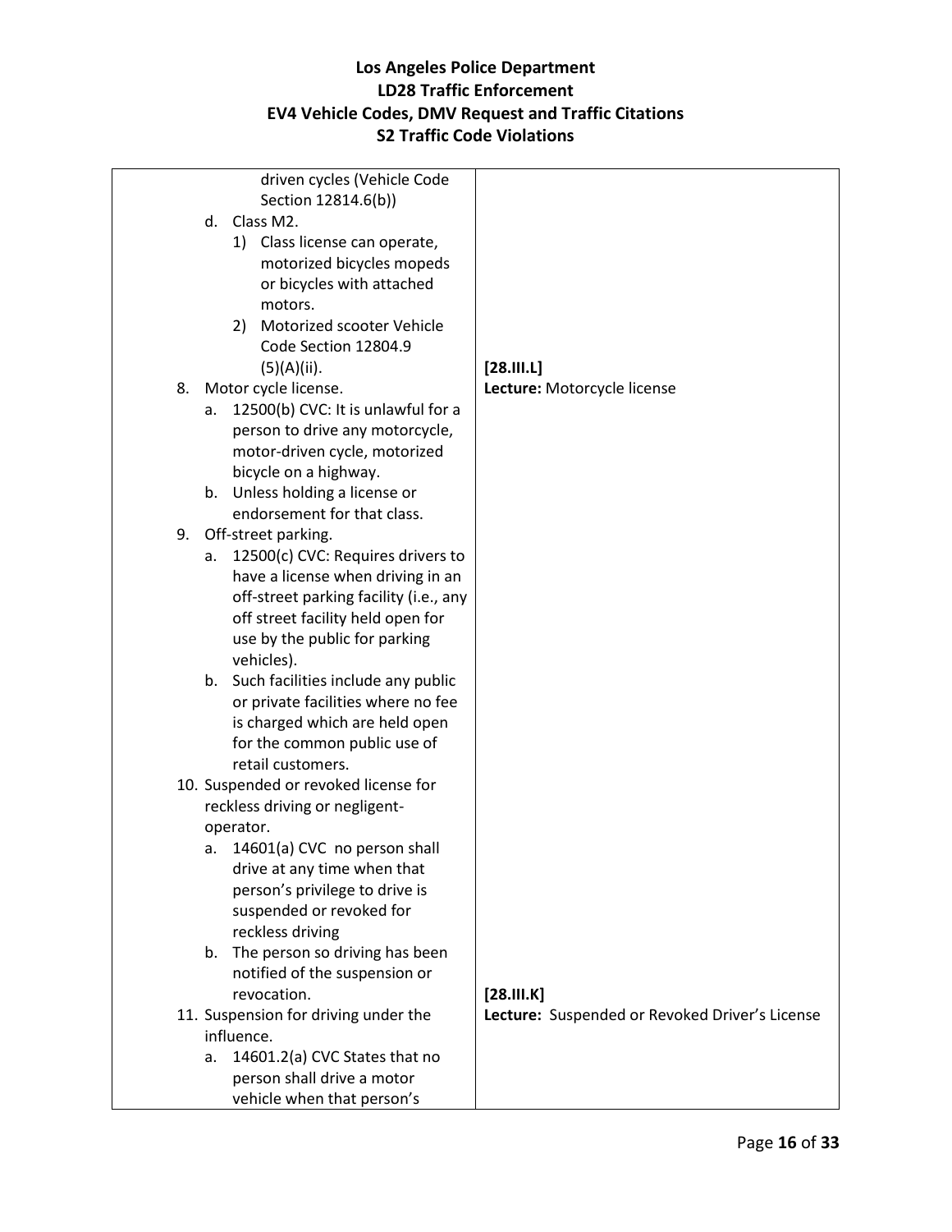| | |
|---|---|
| driven cycles (Vehicle Code Section 12814.6(b))<br>d. Class M2.<br>1) Class license can operate, motorized bicycles mopeds or bicycles with attached motors.<br>2) Motorized scooter Vehicle Code Section 12804.9 (5)(A)(ii). | |
| 8. Motor cycle license.<br>a. 12500(b) CVC: It is unlawful for a person to drive any motorcycle, motor-driven cycle, motorized bicycle on a highway.<br>b. Unless holding a license or endorsement for that class.<br>9. Off-street parking.<br>a. 12500(c) CVC: Requires drivers to have a license when driving in an off-street parking facility (i.e., any off street facility held open for use by the public for parking vehicles).<br>b. Such facilities include any public or private facilities where no fee is charged which are held open for the common public use of retail customers.<br>10. Suspended or revoked license for reckless driving or negligent-operator.<br>a. 14601(a) CVC no person shall drive at any time when that person's privilege to drive is suspended or revoked for reckless driving<br>b. The person so driving has been notified of the suspension or revocation. | **[28.III.L]**<br>**Lecture:** Motorcycle license |
| 11. Suspension for driving under the influence.<br>a. 14601.2(a) CVC States that no person shall drive a motor vehicle when that person's | **[28.III.K]**<br>**Lecture:** Suspended or Revoked Driver's License |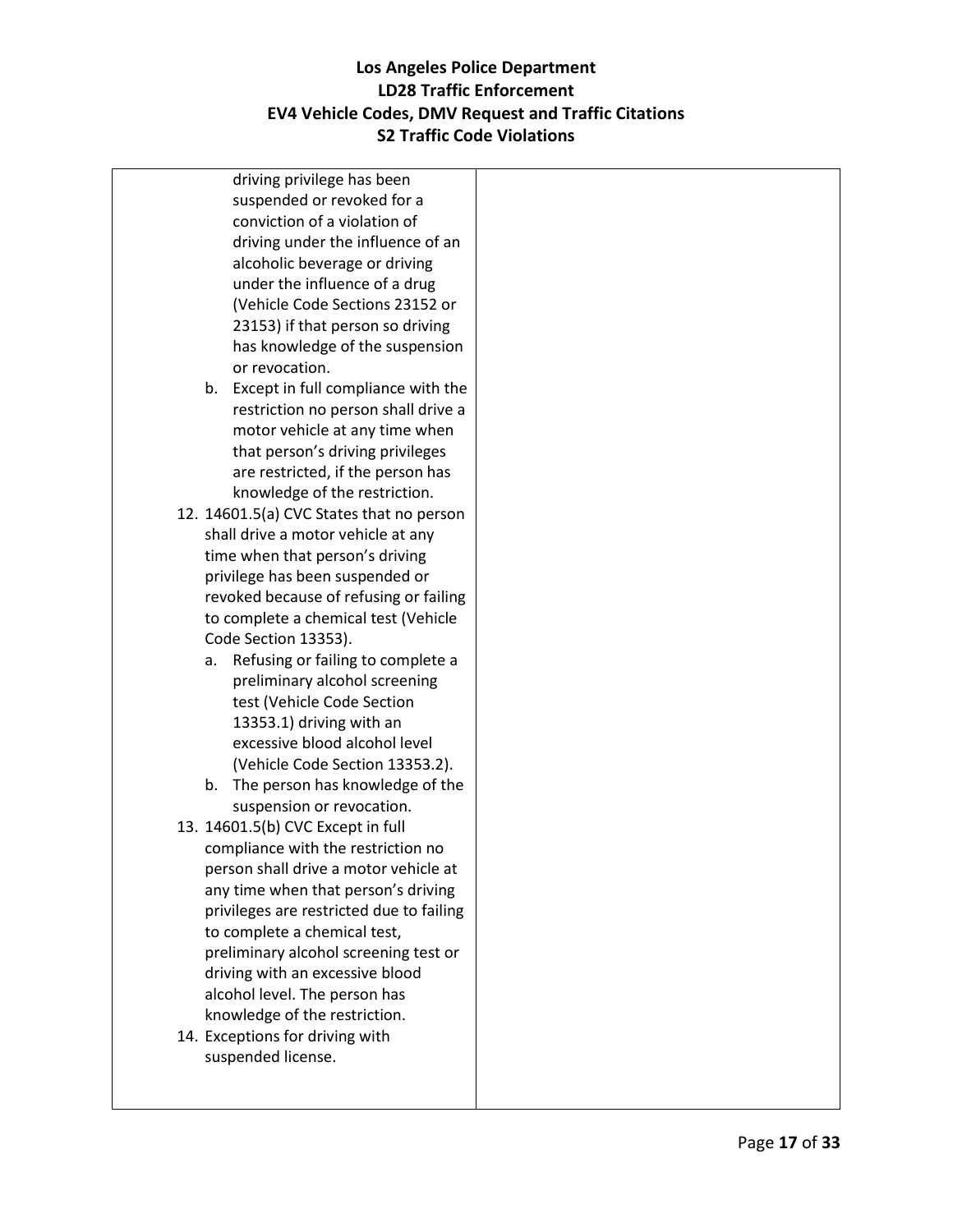| | |
|---|---|
| driving privilege has been suspended or revoked for a conviction of a violation of driving under the influence of an alcoholic beverage or driving under the influence of a drug (Vehicle Code Sections 23152 or 23153) if that person so driving has knowledge of the suspension or revocation.<br>b. Except in full compliance with the restriction no person shall drive a motor vehicle at any time when that person's driving privileges are restricted, if the person has knowledge of the restriction.<br>12. 14601.5(a) CVC States that no person shall drive a motor vehicle at any time when that person's driving privilege has been suspended or revoked because of refusing or failing to complete a chemical test (Vehicle Code Section 13353).<br>a. Refusing or failing to complete a preliminary alcohol screening test (Vehicle Code Section 13353.1) driving with an excessive blood alcohol level (Vehicle Code Section 13353.2).<br>b. The person has knowledge of the suspension or revocation.<br>13. 14601.5(b) CVC Except in full compliance with the restriction no person shall drive a motor vehicle at any time when that person's driving privileges are restricted due to failing to complete a chemical test, preliminary alcohol screening test or driving with an excessive blood alcohol level. The person has knowledge of the restriction.<br>14. Exceptions for driving with suspended license. | |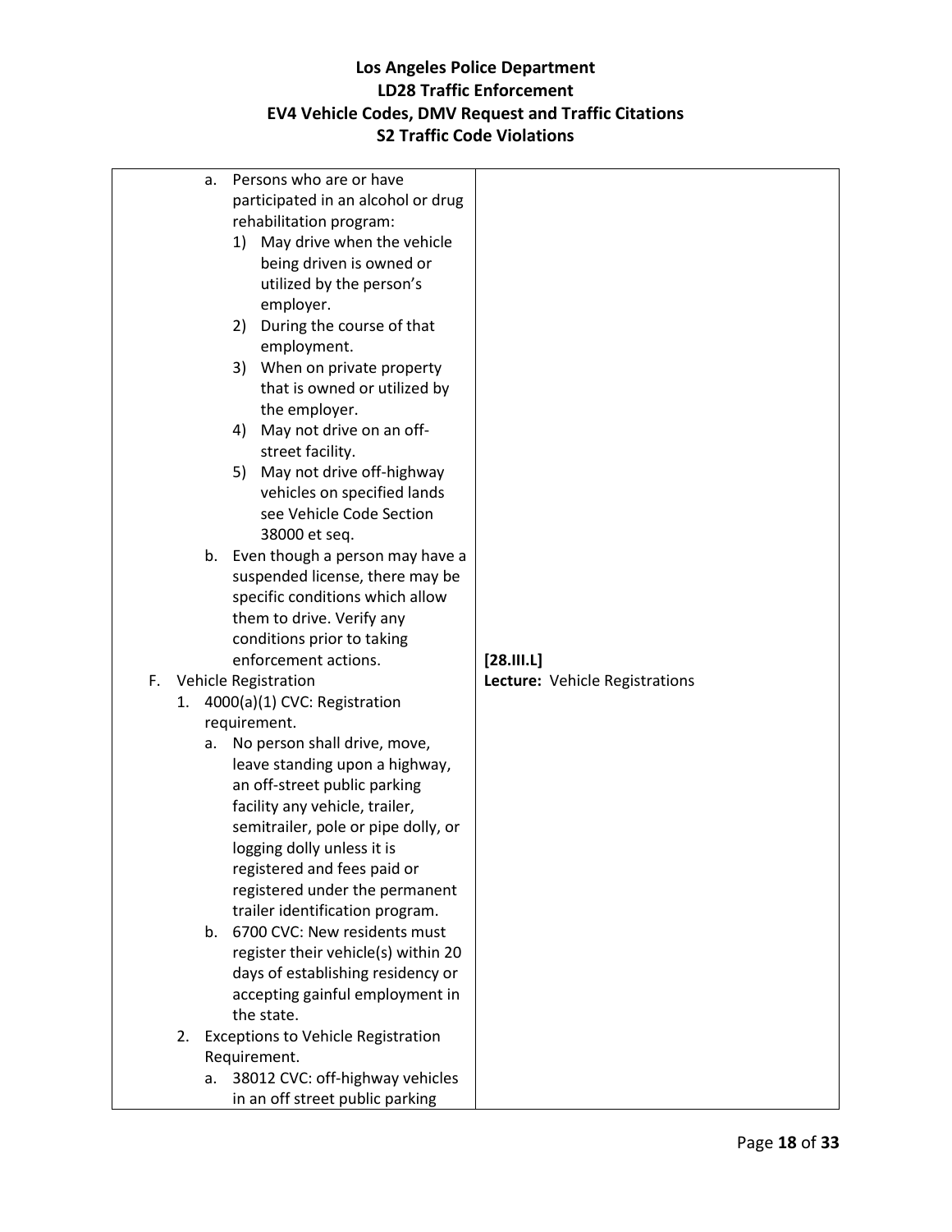# Los Angeles Police Department
## LD28 Traffic Enforcement
## EV4 Vehicle Codes, DMV Request and Traffic Citations
## S2 Traffic Code Violations

| | |
|---|---|
| a. Persons who are or have participated in an alcohol or drug rehabilitation program:<br>1) May drive when the vehicle being driven is owned or utilized by the person's employer.<br>2) During the course of that employment.<br>3) When on private property that is owned or utilized by the employer.<br>4) May not drive on an off-street facility.<br>5) May not drive off-highway vehicles on specified lands see Vehicle Code Section 38000 et seq.<br>b. Even though a person may have a suspended license, there may be specific conditions which allow them to drive. Verify any conditions prior to taking enforcement actions. | |
| F. Vehicle Registration<br>1. 4000(a)(1) CVC: Registration requirement.<br>a. No person shall drive, move, leave standing upon a highway, an off-street public parking facility any vehicle, trailer, semitrailer, pole or pipe dolly, or logging dolly unless it is registered and fees paid or registered under the permanent trailer identification program.<br>b. 6700 CVC: New residents must register their vehicle(s) within 20 days of establishing residency or accepting gainful employment in the state.<br>2. Exceptions to Vehicle Registration Requirement.<br>a. 38012 CVC: off-highway vehicles in an off street public parking | **[28.III.L]**<br>**Lecture:** Vehicle Registrations |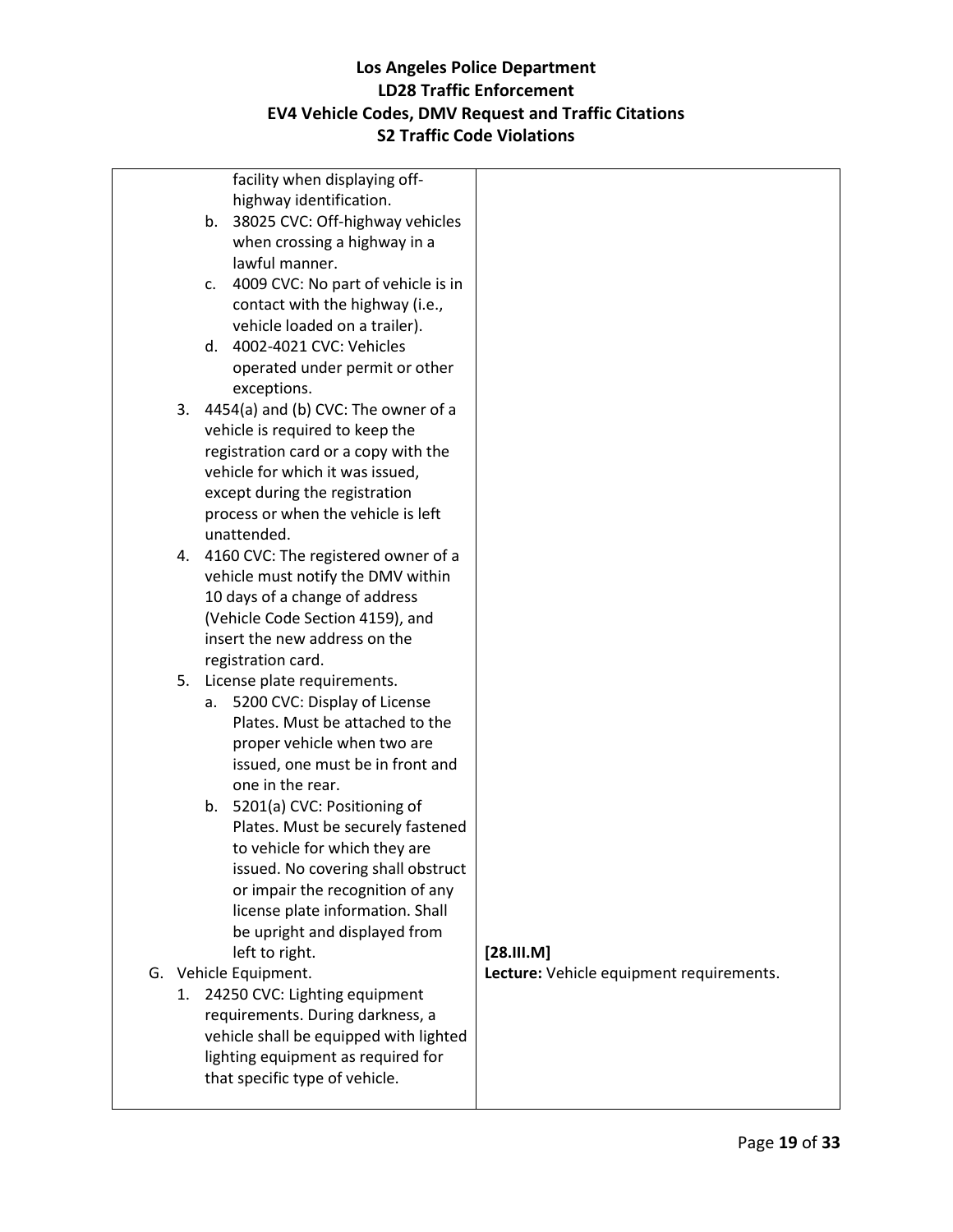| | |
|---|---|
| facility when displaying off-highway identification.<br>b. 38025 CVC: Off-highway vehicles when crossing a highway in a lawful manner.<br>c. 4009 CVC: No part of vehicle is in contact with the highway (i.e., vehicle loaded on a trailer).<br>d. 4002-4021 CVC: Vehicles operated under permit or other exceptions.<br>3. 4454(a) and (b) CVC: The owner of a vehicle is required to keep the registration card or a copy with the vehicle for which it was issued, except during the registration process or when the vehicle is left unattended.<br>4. 4160 CVC: The registered owner of a vehicle must notify the DMV within 10 days of a change of address (Vehicle Code Section 4159), and insert the new address on the registration card.<br>5. License plate requirements.<br>a. 5200 CVC: Display of License Plates. Must be attached to the proper vehicle when two are issued, one must be in front and one in the rear.<br>b. 5201(a) CVC: Positioning of Plates. Must be securely fastened to vehicle for which they are issued. No covering shall obstruct or impair the recognition of any license plate information. Shall be upright and displayed from left to right. | |
| G. Vehicle Equipment.<br>1. 24250 CVC: Lighting equipment requirements. During darkness, a vehicle shall be equipped with lighted lighting equipment as required for that specific type of vehicle. | **[28.III.M]**<br>**Lecture:** Vehicle equipment requirements. |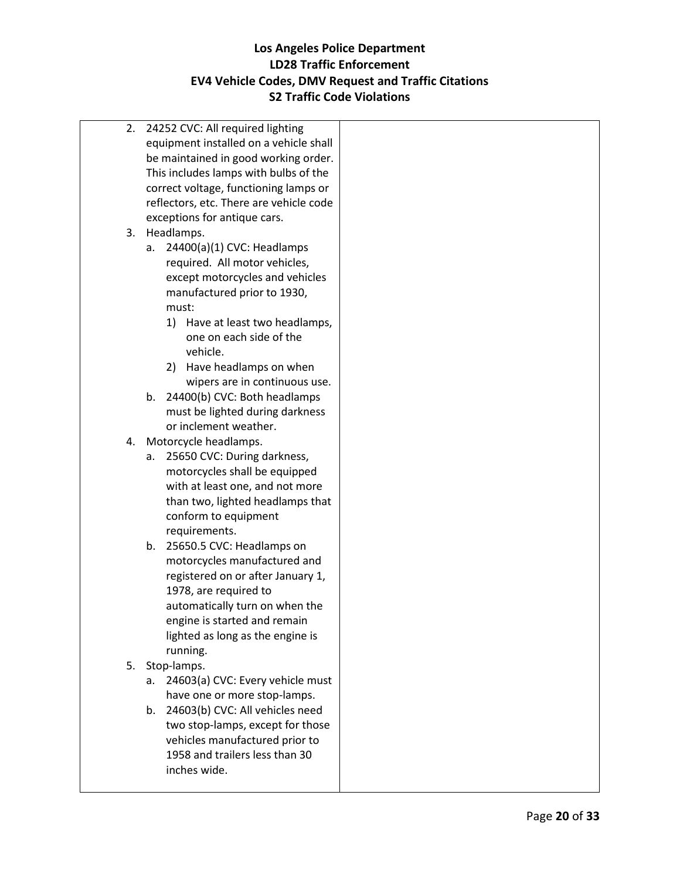# Los Angeles Police Department
## LD28 Traffic Enforcement
## EV4 Vehicle Codes, DMV Request and Traffic Citations
## S2 Traffic Code Violations

| | |
|---|---|
| 2. 24252 CVC: All required lighting equipment installed on a vehicle shall be maintained in good working order. This includes lamps with bulbs of the correct voltage, functioning lamps or reflectors, etc. There are vehicle code exceptions for antique cars.<br>3. Headlamps.<br>&nbsp;&nbsp;&nbsp;a. 24400(a)(1) CVC: Headlamps required. All motor vehicles, except motorcycles and vehicles manufactured prior to 1930, must:<br>&nbsp;&nbsp;&nbsp;&nbsp;&nbsp;&nbsp;1) Have at least two headlamps, one on each side of the vehicle.<br>&nbsp;&nbsp;&nbsp;&nbsp;&nbsp;&nbsp;2) Have headlamps on when wipers are in continuous use.<br>&nbsp;&nbsp;&nbsp;b. 24400(b) CVC: Both headlamps must be lighted during darkness or inclement weather.<br>4. Motorcycle headlamps.<br>&nbsp;&nbsp;&nbsp;a. 25650 CVC: During darkness, motorcycles shall be equipped with at least one, and not more than two, lighted headlamps that conform to equipment requirements.<br>&nbsp;&nbsp;&nbsp;b. 25650.5 CVC: Headlamps on motorcycles manufactured and registered on or after January 1, 1978, are required to automatically turn on when the engine is started and remain lighted as long as the engine is running.<br>5. Stop-lamps.<br>&nbsp;&nbsp;&nbsp;a. 24603(a) CVC: Every vehicle must have one or more stop-lamps.<br>&nbsp;&nbsp;&nbsp;b. 24603(b) CVC: All vehicles need two stop-lamps, except for those vehicles manufactured prior to 1958 and trailers less than 30 inches wide. | |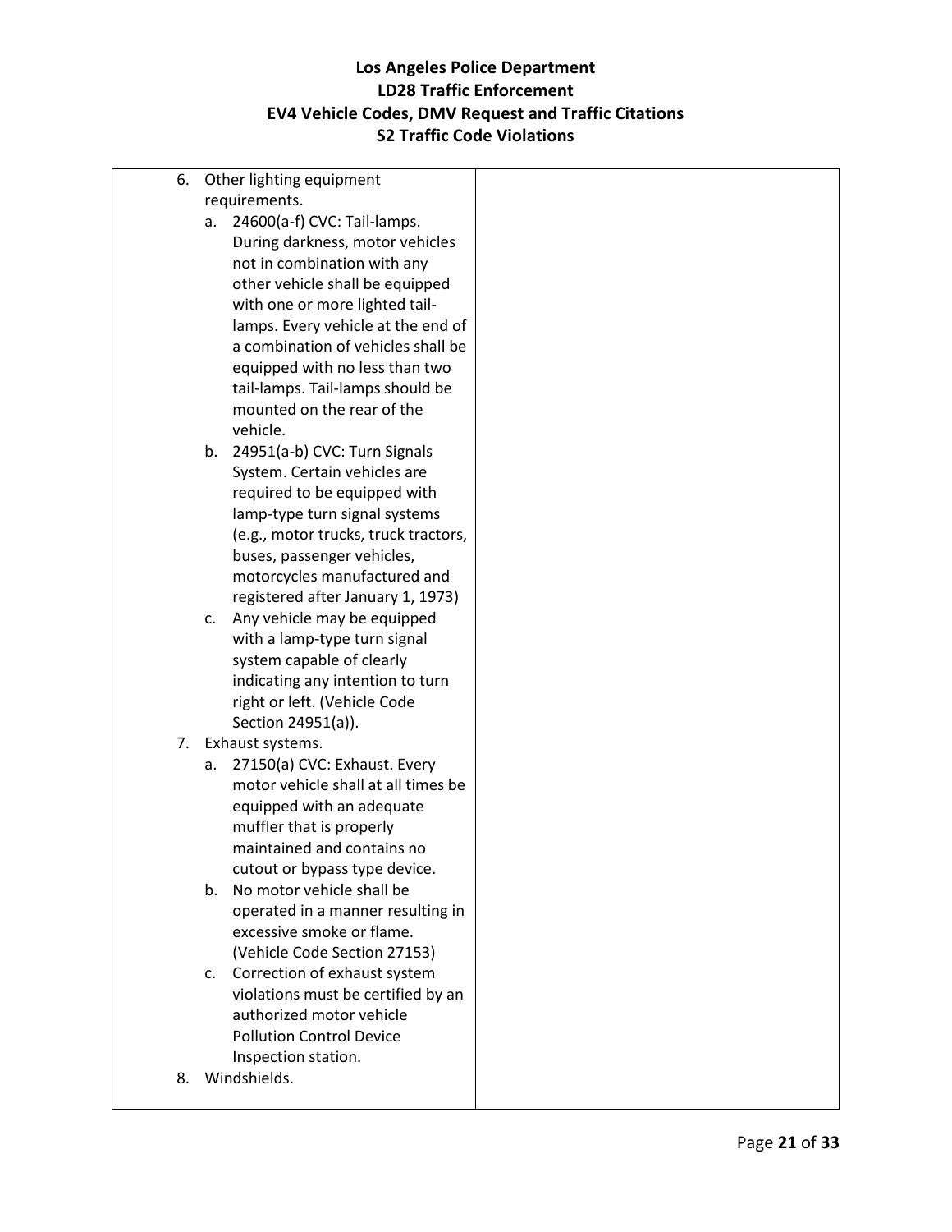6. Other lighting equipment requirements.
   a. 24600(a-f) CVC: Tail-lamps. During darkness, motor vehicles not in combination with any other vehicle shall be equipped with one or more lighted tail-lamps. Every vehicle at the end of a combination of vehicles shall be equipped with no less than two tail-lamps. Tail-lamps should be mounted on the rear of the vehicle.
   b. 24951(a-b) CVC: Turn Signals System. Certain vehicles are required to be equipped with lamp-type turn signal systems (e.g., motor trucks, truck tractors, buses, passenger vehicles, motorcycles manufactured and registered after January 1, 1973)
   c. Any vehicle may be equipped with a lamp-type turn signal system capable of clearly indicating any intention to turn right or left. (Vehicle Code Section 24951(a)).
7. Exhaust systems.
   a. 27150(a) CVC: Exhaust. Every motor vehicle shall at all times be equipped with an adequate muffler that is properly maintained and contains no cutout or bypass type device.
   b. No motor vehicle shall be operated in a manner resulting in excessive smoke or flame. (Vehicle Code Section 27153)
   c. Correction of exhaust system violations must be certified by an authorized motor vehicle Pollution Control Device Inspection station.
8. Windshields.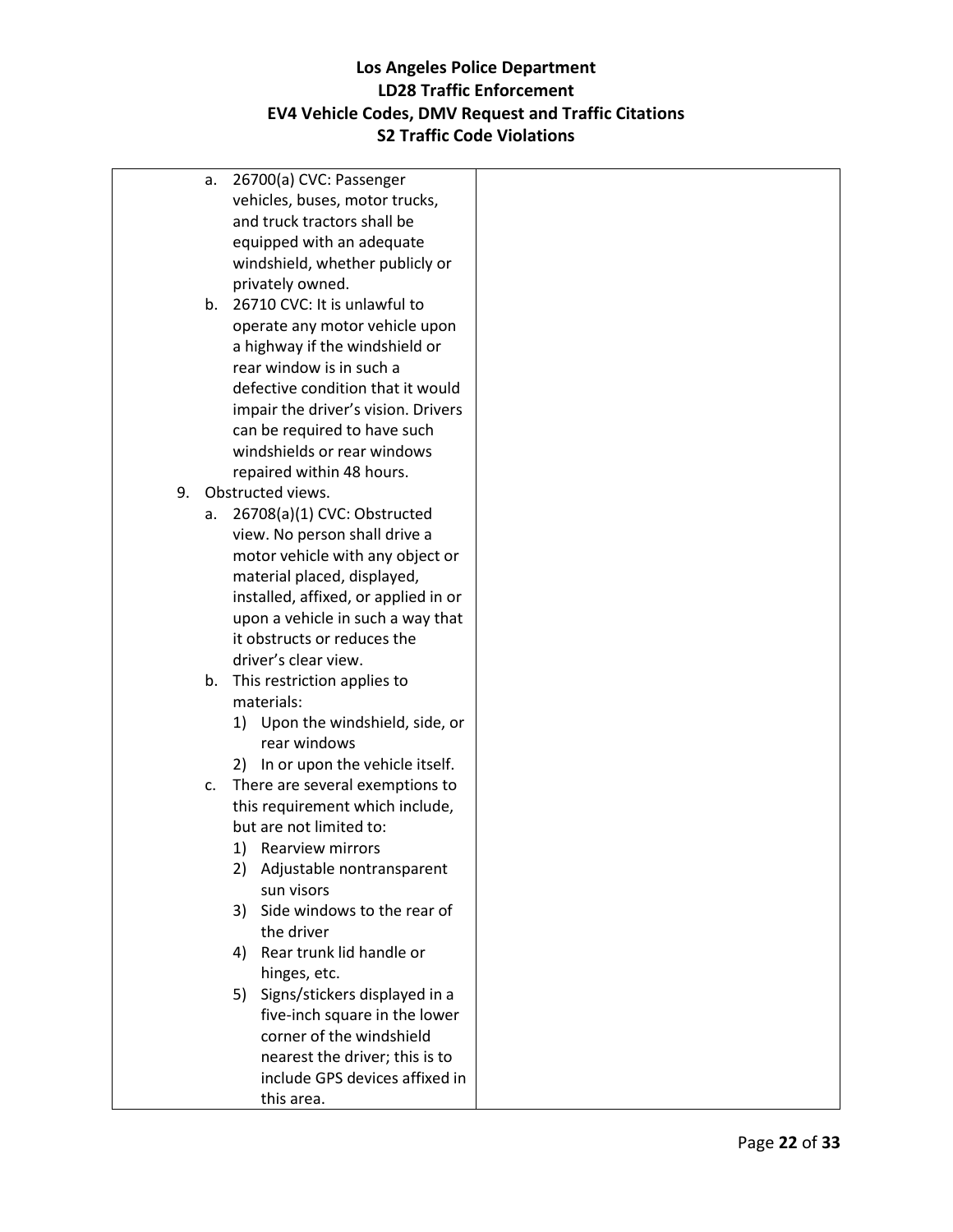| | |
|---|---|
| a. 26700(a) CVC: Passenger vehicles, buses, motor trucks, and truck tractors shall be equipped with an adequate windshield, whether publicly or privately owned.<br>b. 26710 CVC: It is unlawful to operate any motor vehicle upon a highway if the windshield or rear window is in such a defective condition that it would impair the driver's vision. Drivers can be required to have such windshields or rear windows repaired within 48 hours.<br>9. Obstructed views.<br>a. 26708(a)(1) CVC: Obstructed view. No person shall drive a motor vehicle with any object or material placed, displayed, installed, affixed, or applied in or upon a vehicle in such a way that it obstructs or reduces the driver's clear view.<br>b. This restriction applies to materials:<br>1) Upon the windshield, side, or rear windows<br>2) In or upon the vehicle itself.<br>c. There are several exemptions to this requirement which include, but are not limited to:<br>1) Rearview mirrors<br>2) Adjustable nontransparent sun visors<br>3) Side windows to the rear of the driver<br>4) Rear trunk lid handle or hinges, etc.<br>5) Signs/stickers displayed in a five-inch square in the lower corner of the windshield nearest the driver; this is to include GPS devices affixed in this area. | |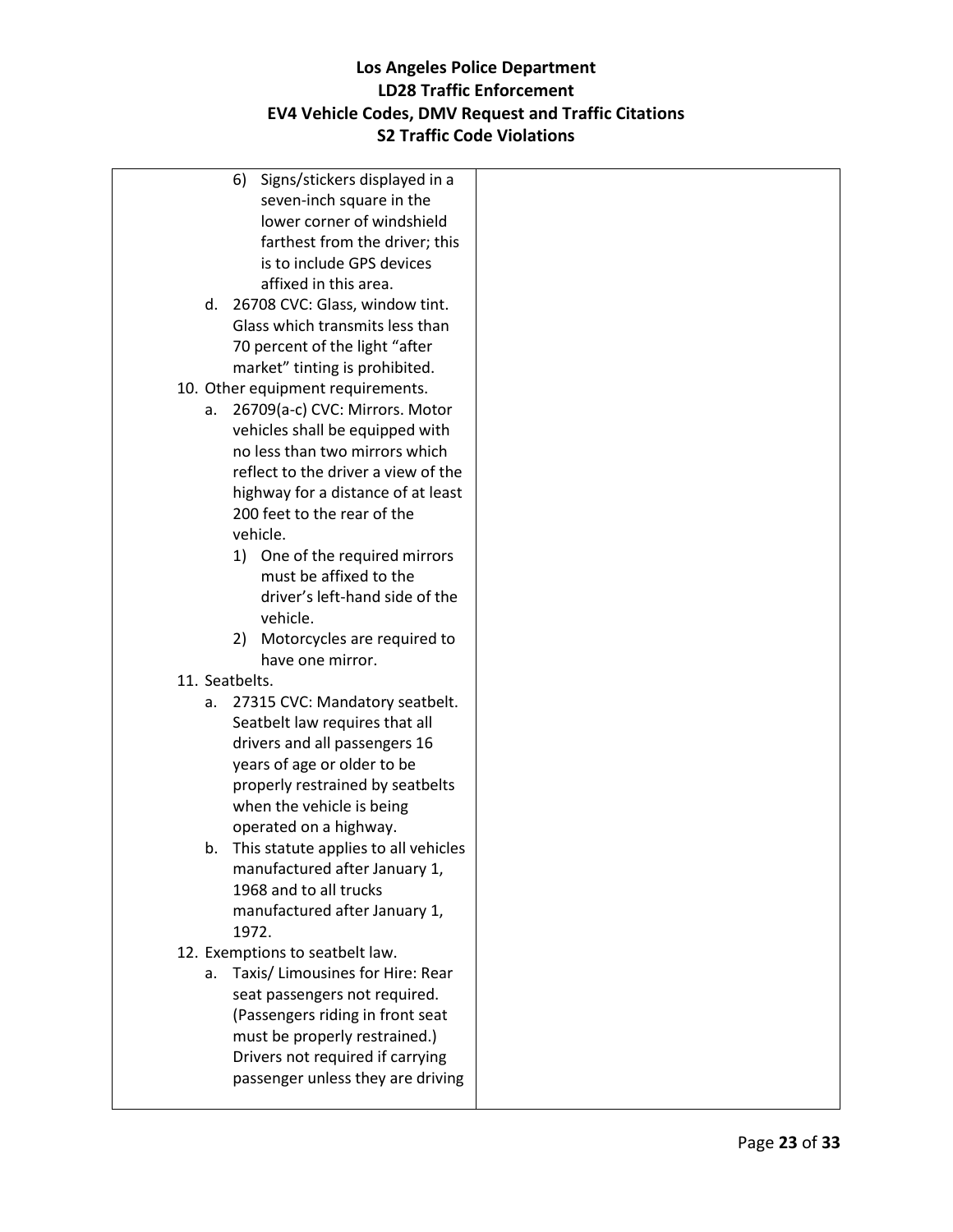6) Signs/stickers displayed in a seven-inch square in the lower corner of windshield farthest from the driver; this is to include GPS devices affixed in this area.

d. 26708 CVC: Glass, window tint. Glass which transmits less than 70 percent of the light “after market” tinting is prohibited.

10. Other equipment requirements.
    a. 26709(a-c) CVC: Mirrors. Motor vehicles shall be equipped with no less than two mirrors which reflect to the driver a view of the highway for a distance of at least 200 feet to the rear of the vehicle.
        1) One of the required mirrors must be affixed to the driver’s left-hand side of the vehicle.
        2) Motorcycles are required to have one mirror.
11. Seatbelts.
    a. 27315 CVC: Mandatory seatbelt. Seatbelt law requires that all drivers and all passengers 16 years of age or older to be properly restrained by seatbelts when the vehicle is being operated on a highway.
    b. This statute applies to all vehicles manufactured after January 1, 1968 and to all trucks manufactured after January 1, 1972.
12. Exemptions to seatbelt law.
    a. Taxis/ Limousines for Hire: Rear seat passengers not required. (Passengers riding in front seat must be properly restrained.) Drivers not required if carrying passenger unless they are driving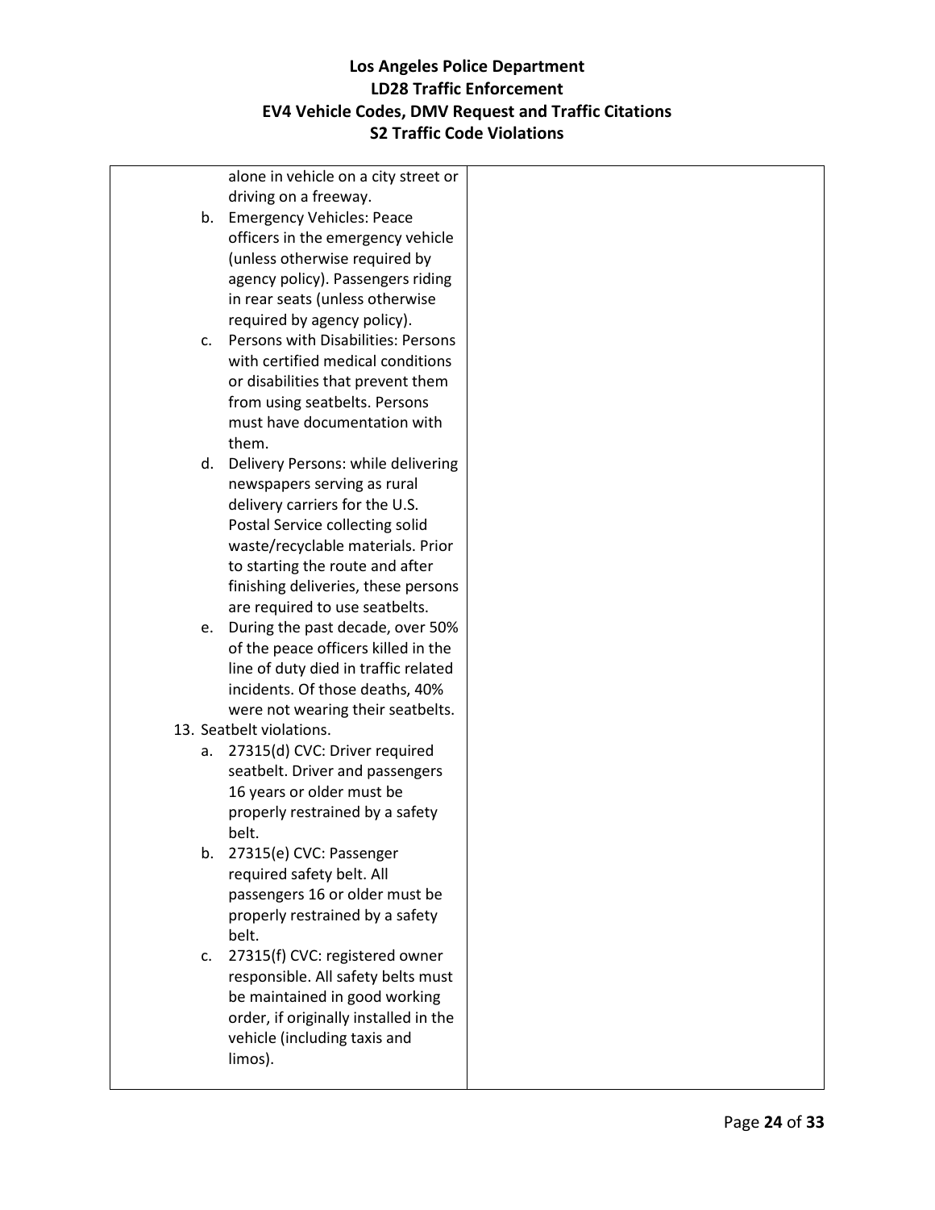| | |
|---|---|
| alone in vehicle on a city street or driving on a freeway.<br>b. Emergency Vehicles: Peace officers in the emergency vehicle (unless otherwise required by agency policy). Passengers riding in rear seats (unless otherwise required by agency policy).<br>c. Persons with Disabilities: Persons with certified medical conditions or disabilities that prevent them from using seatbelts. Persons must have documentation with them.<br>d. Delivery Persons: while delivering newspapers serving as rural delivery carriers for the U.S. Postal Service collecting solid waste/recyclable materials. Prior to starting the route and after finishing deliveries, these persons are required to use seatbelts.<br>e. During the past decade, over 50% of the peace officers killed in the line of duty died in traffic related incidents. Of those deaths, 40% were not wearing their seatbelts.<br>13. Seatbelt violations.<br>a. 27315(d) CVC: Driver required seatbelt. Driver and passengers 16 years or older must be properly restrained by a safety belt.<br>b. 27315(e) CVC: Passenger required safety belt. All passengers 16 or older must be properly restrained by a safety belt.<br>c. 27315(f) CVC: registered owner responsible. All safety belts must be maintained in good working order, if originally installed in the vehicle (including taxis and limos). | |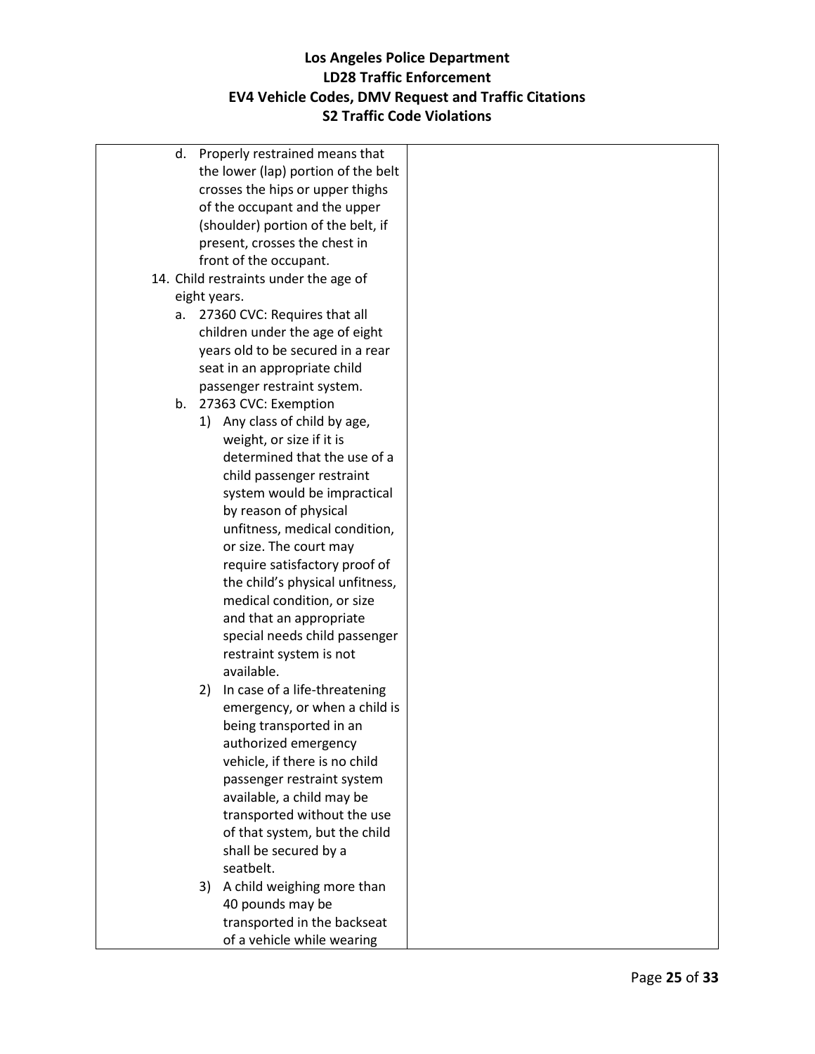| | |
|---|---|
| d. Properly restrained means that the lower (lap) portion of the belt crosses the hips or upper thighs of the occupant and the upper (shoulder) portion of the belt, if present, crosses the chest in front of the occupant.<br>14. Child restraints under the age of eight years.<br>a. 27360 CVC: Requires that all children under the age of eight years old to be secured in a rear seat in an appropriate child passenger restraint system.<br>b. 27363 CVC: Exemption<br>1) Any class of child by age, weight, or size if it is determined that the use of a child passenger restraint system would be impractical by reason of physical unfitness, medical condition, or size. The court may require satisfactory proof of the child's physical unfitness, medical condition, or size and that an appropriate special needs child passenger restraint system is not available.<br>2) In case of a life-threatening emergency, or when a child is being transported in an authorized emergency vehicle, if there is no child passenger restraint system available, a child may be transported without the use of that system, but the child shall be secured by a seatbelt.<br>3) A child weighing more than 40 pounds may be transported in the backseat of a vehicle while wearing | |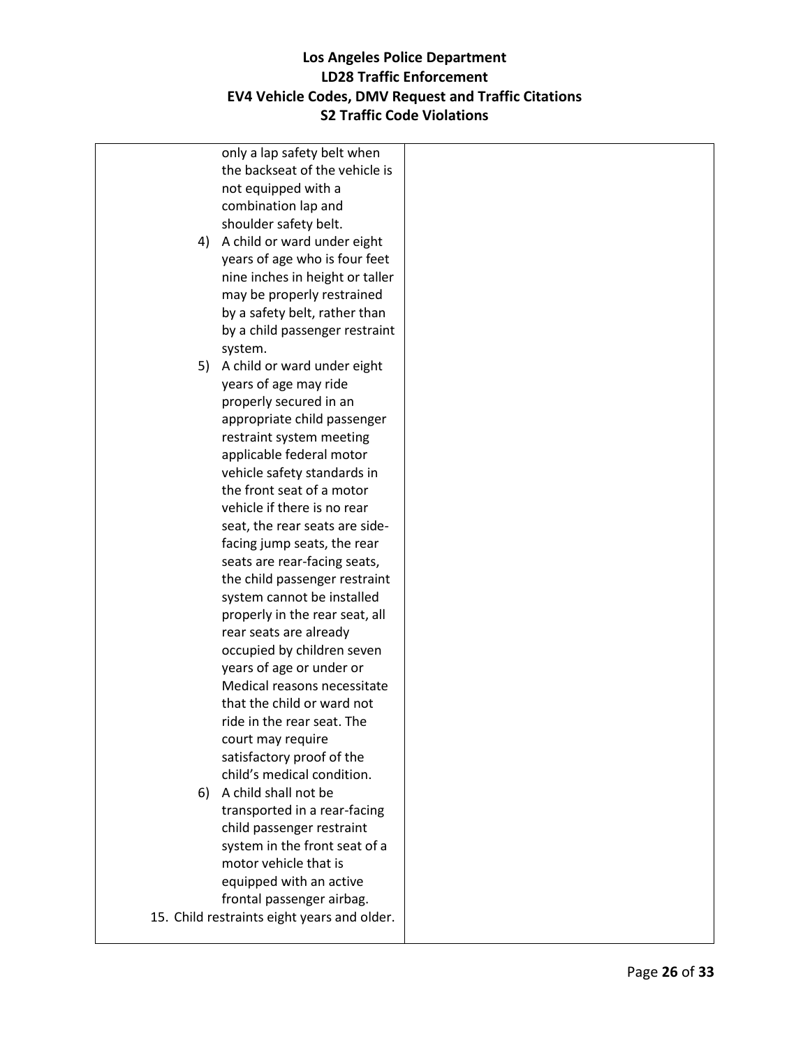| | |
|---|---|
| only a lap safety belt when the backseat of the vehicle is not equipped with a combination lap and shoulder safety belt.<br>4) A child or ward under eight years of age who is four feet nine inches in height or taller may be properly restrained by a safety belt, rather than by a child passenger restraint system.<br>5) A child or ward under eight years of age may ride properly secured in an appropriate child passenger restraint system meeting applicable federal motor vehicle safety standards in the front seat of a motor vehicle if there is no rear seat, the rear seats are side-facing jump seats, the rear seats are rear-facing seats, the child passenger restraint system cannot be installed properly in the rear seat, all rear seats are already occupied by children seven years of age or under or Medical reasons necessitate that the child or ward not ride in the rear seat. The court may require satisfactory proof of the child's medical condition.<br>6) A child shall not be transported in a rear-facing child passenger restraint system in the front seat of a motor vehicle that is equipped with an active frontal passenger airbag.<br>15. Child restraints eight years and older. | |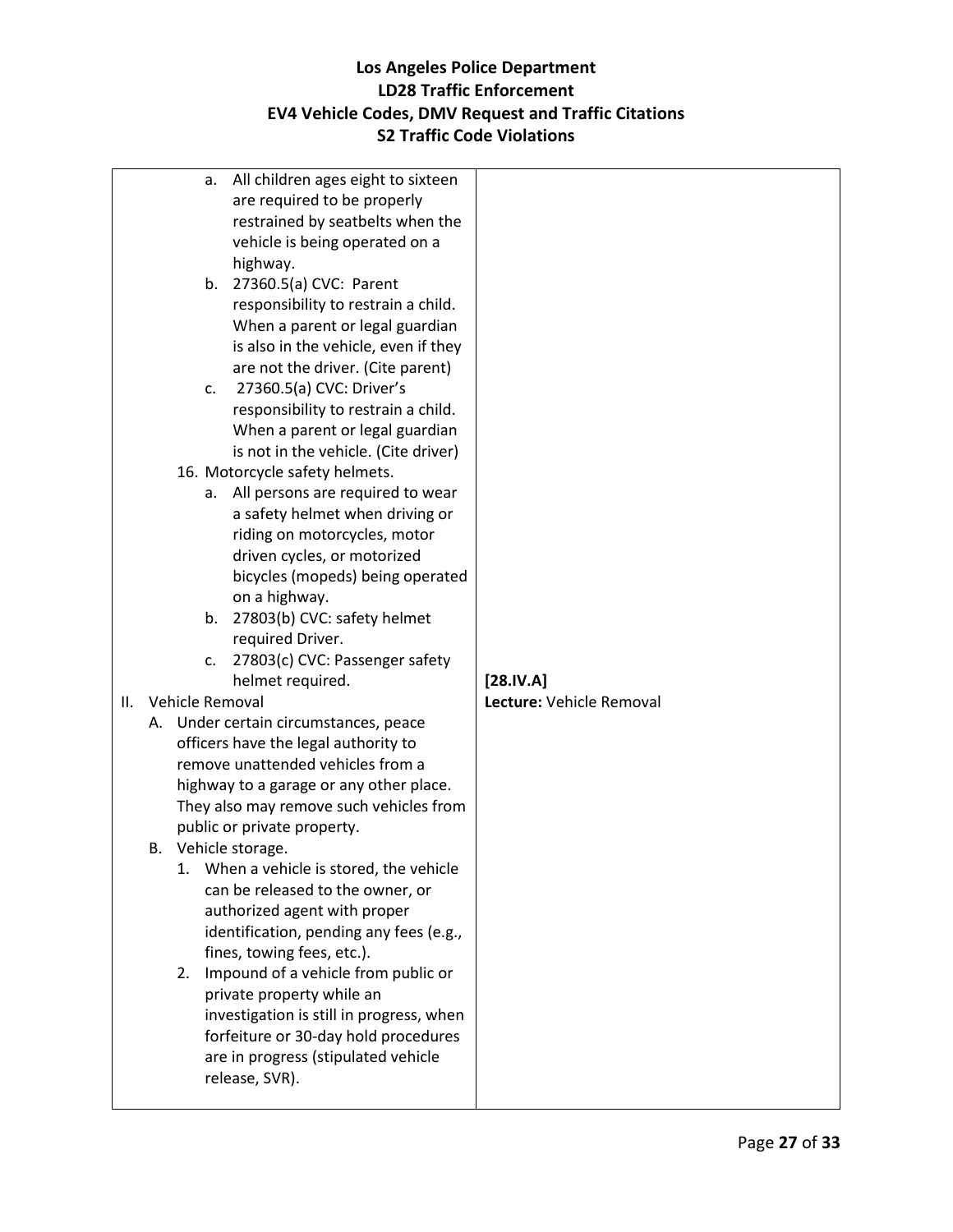| | |
|---|---|
| a. All children ages eight to sixteen are required to be properly restrained by seatbelts when the vehicle is being operated on a highway.<br>b. 27360.5(a) CVC: Parent responsibility to restrain a child. When a parent or legal guardian is also in the vehicle, even if they are not the driver. (Cite parent)<br>c. 27360.5(a) CVC: Driver's responsibility to restrain a child. When a parent or legal guardian is not in the vehicle. (Cite driver)<br>16. Motorcycle safety helmets.<br>a. All persons are required to wear a safety helmet when driving or riding on motorcycles, motor driven cycles, or motorized bicycles (mopeds) being operated on a highway.<br>b. 27803(b) CVC: safety helmet required Driver.<br>c. 27803(c) CVC: Passenger safety helmet required. | |
| II. Vehicle Removal<br>A. Under certain circumstances, peace officers have the legal authority to remove unattended vehicles from a highway to a garage or any other place. They also may remove such vehicles from public or private property.<br>B. Vehicle storage.<br>1. When a vehicle is stored, the vehicle can be released to the owner, or authorized agent with proper identification, pending any fees (e.g., fines, towing fees, etc.).<br>2. Impound of a vehicle from public or private property while an investigation is still in progress, when forfeiture or 30-day hold procedures are in progress (stipulated vehicle release, SVR). | **[28.IV.A]**<br>**Lecture:** Vehicle Removal |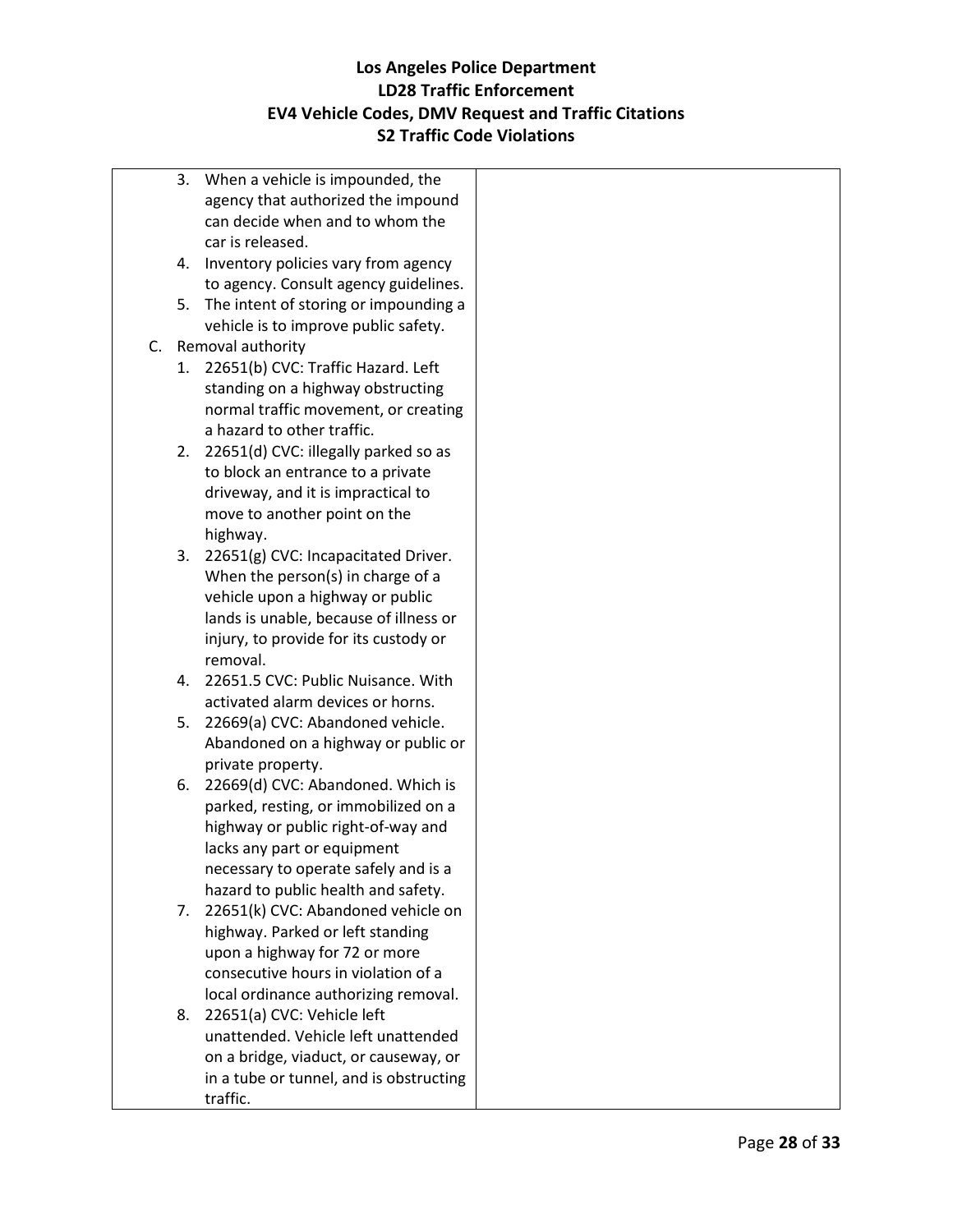| | |
|---|---|
| 3. When a vehicle is impounded, the agency that authorized the impound can decide when and to whom the car is released.<br>4. Inventory policies vary from agency to agency. Consult agency guidelines.<br>5. The intent of storing or impounding a vehicle is to improve public safety.<br>C. Removal authority<br>1. 22651(b) CVC: Traffic Hazard. Left standing on a highway obstructing normal traffic movement, or creating a hazard to other traffic.<br>2. 22651(d) CVC: illegally parked so as to block an entrance to a private driveway, and it is impractical to move to another point on the highway.<br>3. 22651(g) CVC: Incapacitated Driver. When the person(s) in charge of a vehicle upon a highway or public lands is unable, because of illness or injury, to provide for its custody or removal.<br>4. 22651.5 CVC: Public Nuisance. With activated alarm devices or horns.<br>5. 22669(a) CVC: Abandoned vehicle. Abandoned on a highway or public or private property.<br>6. 22669(d) CVC: Abandoned. Which is parked, resting, or immobilized on a highway or public right-of-way and lacks any part or equipment necessary to operate safely and is a hazard to public health and safety.<br>7. 22651(k) CVC: Abandoned vehicle on highway. Parked or left standing upon a highway for 72 or more consecutive hours in violation of a local ordinance authorizing removal.<br>8. 22651(a) CVC: Vehicle left unattended. Vehicle left unattended on a bridge, viaduct, or causeway, or in a tube or tunnel, and is obstructing traffic. | |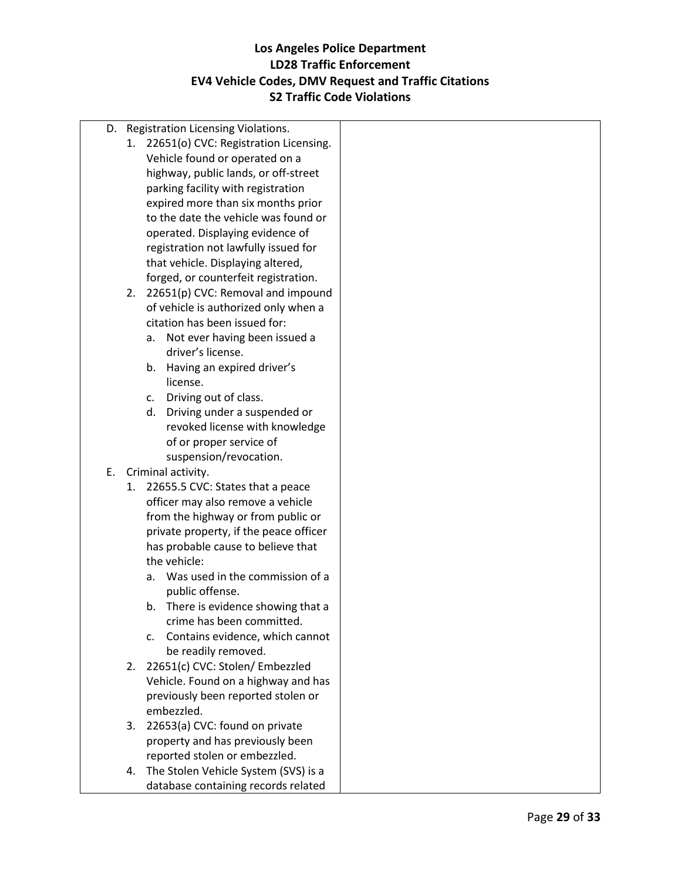D. Registration Licensing Violations.
   1. 22651(o) CVC: Registration Licensing. Vehicle found or operated on a highway, public lands, or off-street parking facility with registration expired more than six months prior to the date the vehicle was found or operated. Displaying evidence of registration not lawfully issued for that vehicle. Displaying altered, forged, or counterfeit registration.
   2. 22651(p) CVC: Removal and impound of vehicle is authorized only when a citation has been issued for:
      a. Not ever having been issued a driver's license.
      b. Having an expired driver's license.
      c. Driving out of class.
      d. Driving under a suspended or revoked license with knowledge of or proper service of suspension/revocation.

E. Criminal activity.
   1. 22655.5 CVC: States that a peace officer may also remove a vehicle from the highway or from public or private property, if the peace officer has probable cause to believe that the vehicle:
      a. Was used in the commission of a public offense.
      b. There is evidence showing that a crime has been committed.
      c. Contains evidence, which cannot be readily removed.
   2. 22651(c) CVC: Stolen/ Embezzled Vehicle. Found on a highway and has previously been reported stolen or embezzled.
   3. 22653(a) CVC: found on private property and has previously been reported stolen or embezzled.
   4. The Stolen Vehicle System (SVS) is a database containing records related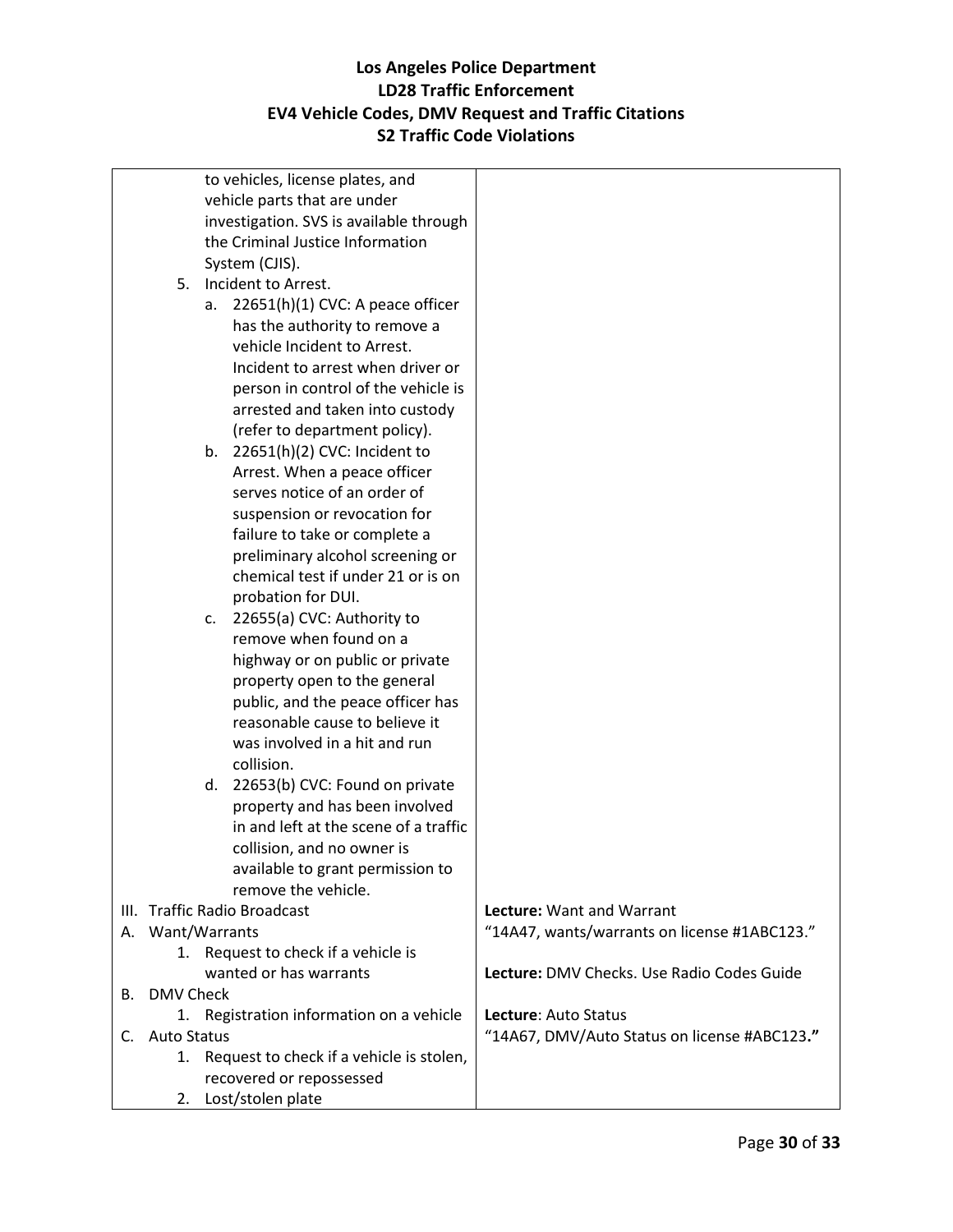**Los Angeles Police Department**
**LD28 Traffic Enforcement**
**EV4 Vehicle Codes, DMV Request and Traffic Citations**
**S2 Traffic Code Violations**

| | |
|---|---|
| to vehicles, license plates, and vehicle parts that are under investigation. SVS is available through the Criminal Justice Information System (CJIS).<br>5. Incident to Arrest.<br>a. 22651(h)(1) CVC: A peace officer has the authority to remove a vehicle Incident to Arrest. Incident to arrest when driver or person in control of the vehicle is arrested and taken into custody (refer to department policy).<br>b. 22651(h)(2) CVC: Incident to Arrest. When a peace officer serves notice of an order of suspension or revocation for failure to take or complete a preliminary alcohol screening or chemical test if under 21 or is on probation for DUI.<br>c. 22655(a) CVC: Authority to remove when found on a highway or on public or private property open to the general public, and the peace officer has reasonable cause to believe it was involved in a hit and run collision.<br>d. 22653(b) CVC: Found on private property and has been involved in and left at the scene of a traffic collision, and no owner is available to grant permission to remove the vehicle. | |
| III. Traffic Radio Broadcast<br>A. Want/Warrants<br>1. Request to check if a vehicle is wanted or has warrants<br>B. DMV Check<br>1. Registration information on a vehicle<br>C. Auto Status<br>1. Request to check if a vehicle is stolen, recovered or repossessed<br>2. Lost/stolen plate | **Lecture:** Want and Warrant<br>"14A47, wants/warrants on license #1ABC123."<br><br>**Lecture:** DMV Checks. Use Radio Codes Guide<br><br>**Lecture**: Auto Status<br>"14A67, DMV/Auto Status on license #ABC123**."** |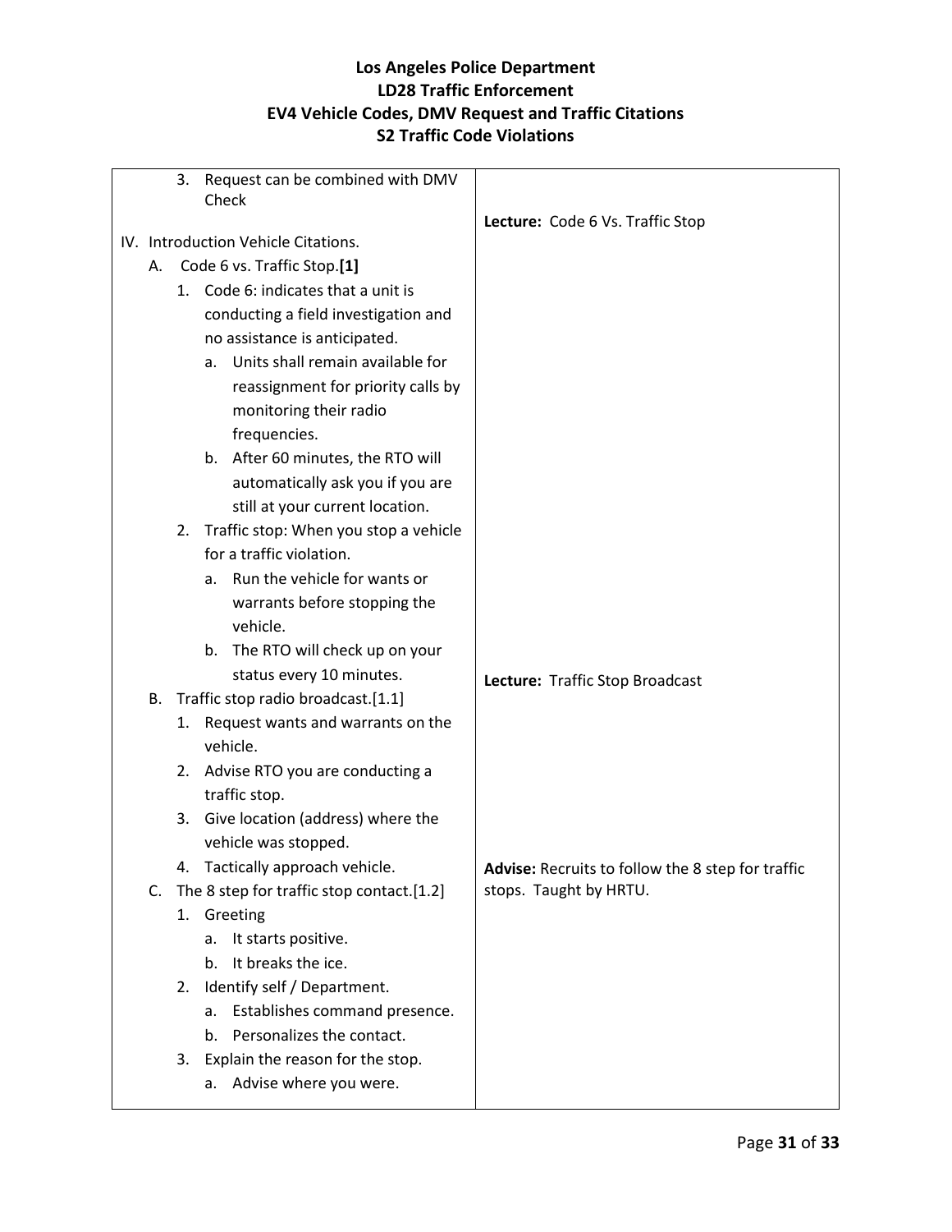# Los Angeles Police Department
## LD28 Traffic Enforcement
## EV4 Vehicle Codes, DMV Request and Traffic Citations
## S2 Traffic Code Violations

| | |
|---|---|
| 3. Request can be combined with DMV Check<br><br>IV. Introduction Vehicle Citations.<br>A. Code 6 vs. Traffic Stop.**[1]**<br>1. Code 6: indicates that a unit is conducting a field investigation and no assistance is anticipated.<br>a. Units shall remain available for reassignment for priority calls by monitoring their radio frequencies.<br>b. After 60 minutes, the RTO will automatically ask you if you are still at your current location.<br>2. Traffic stop: When you stop a vehicle for a traffic violation.<br>a. Run the vehicle for wants or warrants before stopping the vehicle.<br>b. The RTO will check up on your status every 10 minutes.<br>B. Traffic stop radio broadcast.[1.1]<br>1. Request wants and warrants on the vehicle.<br>2. Advise RTO you are conducting a traffic stop.<br>3. Give location (address) where the vehicle was stopped.<br>4. Tactically approach vehicle.<br>C. The 8 step for traffic stop contact.[1.2]<br>1. Greeting<br>a. It starts positive.<br>b. It breaks the ice.<br>2. Identify self / Department.<br>a. Establishes command presence.<br>b. Personalizes the contact.<br>3. Explain the reason for the stop.<br>a. Advise where you were. | **Lecture:** Code 6 Vs. Traffic Stop<br><br>**Lecture:** Traffic Stop Broadcast<br><br>**Advise:** Recruits to follow the 8 step for traffic stops. Taught by HRTU. |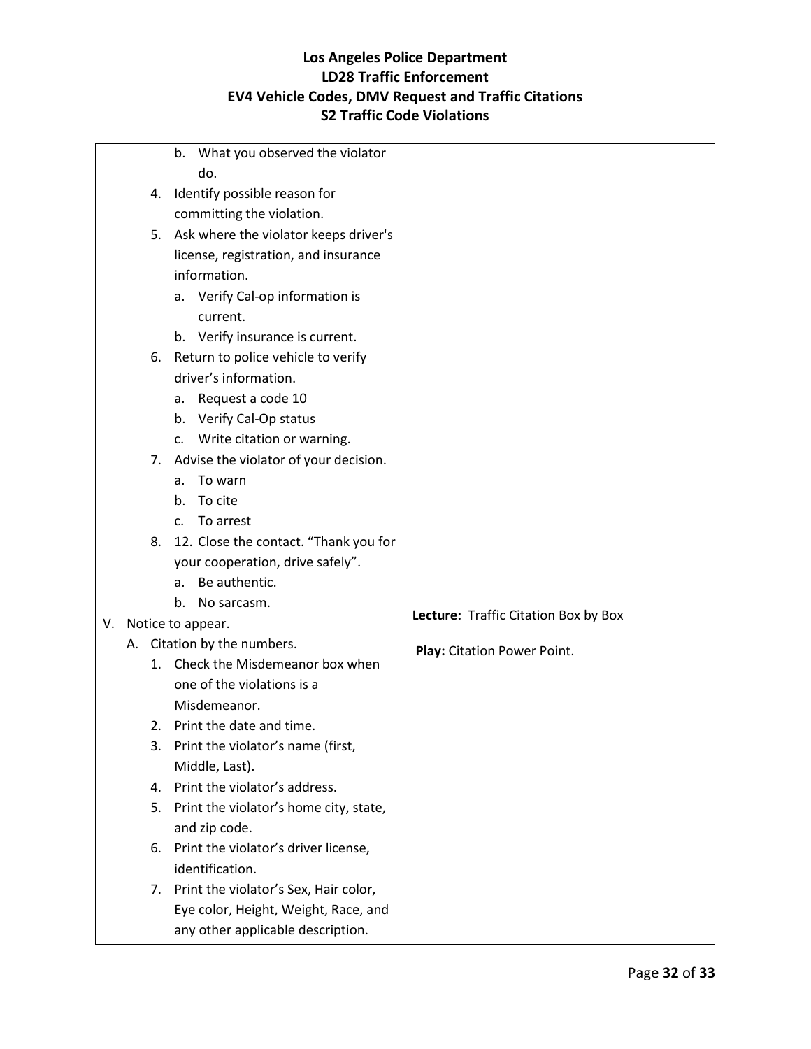# Los Angeles Police Department
## LD28 Traffic Enforcement
## EV4 Vehicle Codes, DMV Request and Traffic Citations
## S2 Traffic Code Violations

| | |
|---|---|
| b. What you observed the violator do.<br>4. Identify possible reason for committing the violation.<br>5. Ask where the violator keeps driver's license, registration, and insurance information.<br>a. Verify Cal-op information is current.<br>b. Verify insurance is current.<br>6. Return to police vehicle to verify driver's information.<br>a. Request a code 10<br>b. Verify Cal-Op status<br>c. Write citation or warning.<br>7. Advise the violator of your decision.<br>a. To warn<br>b. To cite<br>c. To arrest<br>8. 12. Close the contact. "Thank you for your cooperation, drive safely".<br>a. Be authentic.<br>b. No sarcasm.<br>V. Notice to appear.<br>A. Citation by the numbers.<br>1. Check the Misdemeanor box when one of the violations is a Misdemeanor.<br>2. Print the date and time.<br>3. Print the violator's name (first, Middle, Last).<br>4. Print the violator's address.<br>5. Print the violator's home city, state, and zip code.<br>6. Print the violator's driver license, identification.<br>7. Print the violator's Sex, Hair color, Eye color, Height, Weight, Race, and any other applicable description. | **Lecture:** Traffic Citation Box by Box<br><br>**Play:** Citation Power Point. |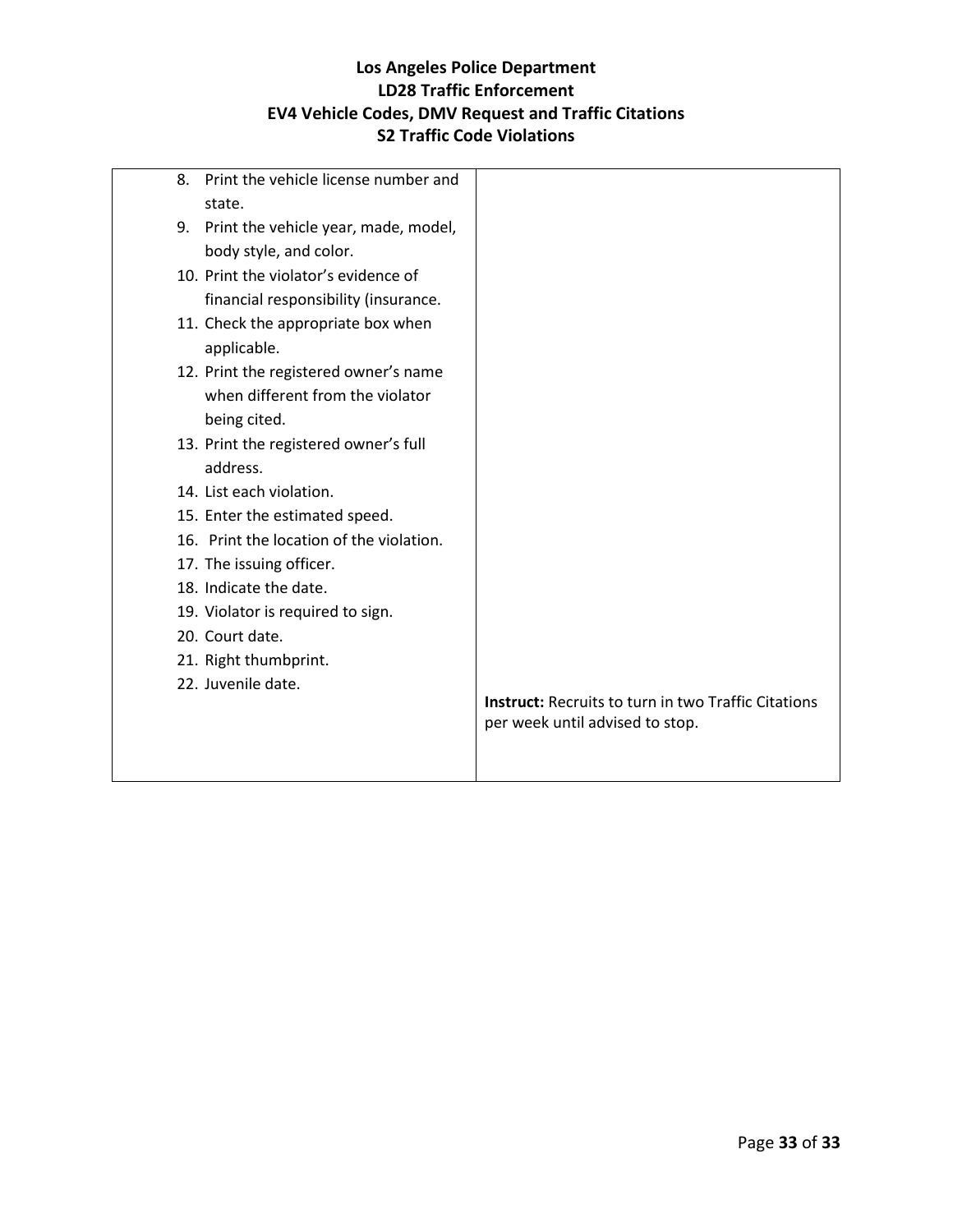| | |
|---|---|
| 8. Print the vehicle license number and state.<br>9. Print the vehicle year, made, model, body style, and color.<br>10. Print the violator's evidence of financial responsibility (insurance.<br>11. Check the appropriate box when applicable.<br>12. Print the registered owner's name when different from the violator being cited.<br>13. Print the registered owner's full address.<br>14. List each violation.<br>15. Enter the estimated speed.<br>16. Print the location of the violation.<br>17. The issuing officer.<br>18. Indicate the date.<br>19. Violator is required to sign.<br>20. Court date.<br>21. Right thumbprint.<br>22. Juvenile date. | **Instruct:** Recruits to turn in two Traffic Citations per week until advised to stop. |